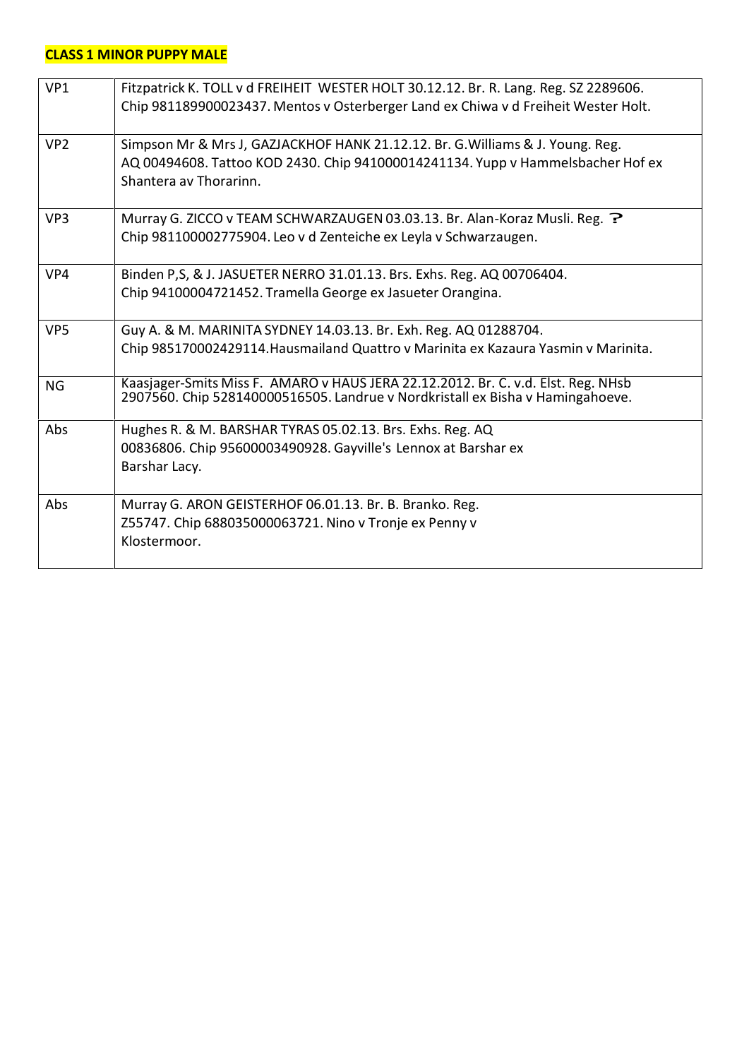**CLASS 1 MINOR PUPPY MALE**

| | |
|---|---|
| VP1 | Fitzpatrick K. TOLL v d FREIHEIT WESTER HOLT 30.12.12. Br. R. Lang. Reg. SZ 2289606. Chip 981189900023437. Mentos v Osterberger Land ex Chiwa v d Freiheit Wester Holt. |
| VP2 | Simpson Mr & Mrs J, GAZJACKHOF HANK 21.12.12. Br. G.Williams & J. Young. Reg. AQ 00494608. Tattoo KOD 2430. Chip 941000014241134. Yupp v Hammelsbacher Hof ex Shantera av Thorarinn. |
| VP3 | Murray G. ZICCO v TEAM SCHWARZAUGEN 03.03.13. Br. Alan-Koraz Musli. Reg. ? Chip 981100002775904. Leo v d Zenteiche ex Leyla v Schwarzaugen. |
| VP4 | Binden P,S, & J. JASUETER NERRO 31.01.13. Brs. Exhs. Reg. AQ 00706404. Chip 94100004721452. Tramella George ex Jasueter Orangina. |
| VP5 | Guy A. & M. MARINITA SYDNEY 14.03.13. Br. Exh. Reg. AQ 01288704. Chip 985170002429114.Hausmailand Quattro v Marinita ex Kazaura Yasmin v Marinita. |
| NG | Kaasjager-Smits Miss F. AMARO v HAUS JERA 22.12.2012. Br. C. v.d. Elst. Reg. NHsb 2907560. Chip 528140000516505. Landrue v Nordkristall ex Bisha v Hamingahoeve. |
| Abs | Hughes R. & M. BARSHAR TYRAS 05.02.13. Brs. Exhs. Reg. AQ 00836806. Chip 95600003490928. Gayville's Lennox at Barshar ex Barshar Lacy. |
| Abs | Murray G. ARON GEISTERHOF 06.01.13. Br. B. Branko. Reg. Z55747. Chip 688035000063721. Nino v Tronje ex Penny v Klostermoor. |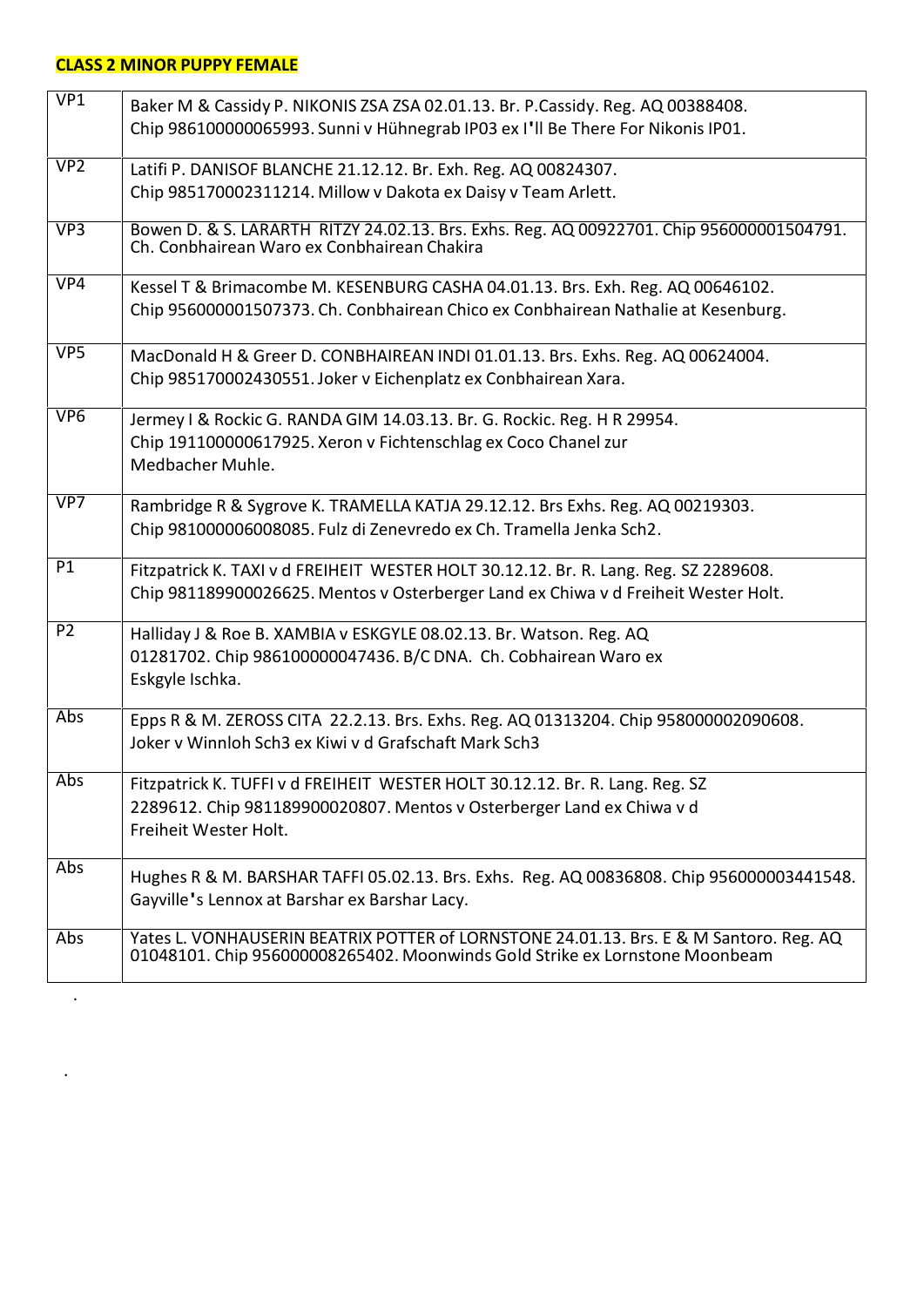**CLASS 2 MINOR PUPPY FEMALE**

| | |
|---|---|
| VP1 | Baker M & Cassidy P. NIKONIS ZSA ZSA 02.01.13. Br. P.Cassidy. Reg. AQ 00388408. Chip 986100000065993. Sunni v Hühnegrab IP03 ex I'll Be There For Nikonis IP01. |
| VP2 | Latifi P. DANISOF BLANCHE 21.12.12. Br. Exh. Reg. AQ 00824307. Chip 985170002311214. Millow v Dakota ex Daisy v Team Arlett. |
| VP3 | Bowen D. & S. LARARTH RITZY 24.02.13. Brs. Exhs. Reg. AQ 00922701. Chip 956000001504791. Ch. Conbhairean Waro ex Conbhairean Chakira |
| VP4 | Kessel T & Brimacombe M. KESENBURG CASHA 04.01.13. Brs. Exh. Reg. AQ 00646102. Chip 956000001507373. Ch. Conbhairean Chico ex Conbhairean Nathalie at Kesenburg. |
| VP5 | MacDonald H & Greer D. CONBHAIREAN INDI 01.01.13. Brs. Exhs. Reg. AQ 00624004. Chip 985170002430551. Joker v Eichenplatz ex Conbhairean Xara. |
| VP6 | Jermey I & Rockic G. RANDA GIM 14.03.13. Br. G. Rockic. Reg. H R 29954. Chip 191100000617925. Xeron v Fichtenschlag ex Coco Chanel zur Medbacher Muhle. |
| VP7 | Rambridge R & Sygrove K. TRAMELLA KATJA 29.12.12. Brs Exhs. Reg. AQ 00219303. Chip 981000006008085. Fulz di Zenevredo ex Ch. Tramella Jenka Sch2. |
| P1 | Fitzpatrick K. TAXI v d FREIHEIT WESTER HOLT 30.12.12. Br. R. Lang. Reg. SZ 2289608. Chip 981189900026625. Mentos v Osterberger Land ex Chiwa v d Freiheit Wester Holt. |
| P2 | Halliday J & Roe B. XAMBIA v ESKGYLE 08.02.13. Br. Watson. Reg. AQ 01281702. Chip 986100000047436. B/C DNA. Ch. Cobhairean Waro ex Eskgyle Ischka. |
| Abs | Epps R & M. ZEROSS CITA 22.2.13. Brs. Exhs. Reg. AQ 01313204. Chip 958000002090608. Joker v Winnloh Sch3 ex Kiwi v d Grafschaft Mark Sch3 |
| Abs | Fitzpatrick K. TUFFI v d FREIHEIT WESTER HOLT 30.12.12. Br. R. Lang. Reg. SZ 2289612. Chip 981189900020807. Mentos v Osterberger Land ex Chiwa v d Freiheit Wester Holt. |
| Abs | Hughes R & M. BARSHAR TAFFI 05.02.13. Brs. Exhs. Reg. AQ 00836808. Chip 956000003441548. Gayville's Lennox at Barshar ex Barshar Lacy. |
| Abs | Yates L. VONHAUSERIN BEATRIX POTTER of LORNSTONE 24.01.13. Brs. E & M Santoro. Reg. AQ 01048101. Chip 956000008265402. Moonwinds Gold Strike ex Lornstone Moonbeam |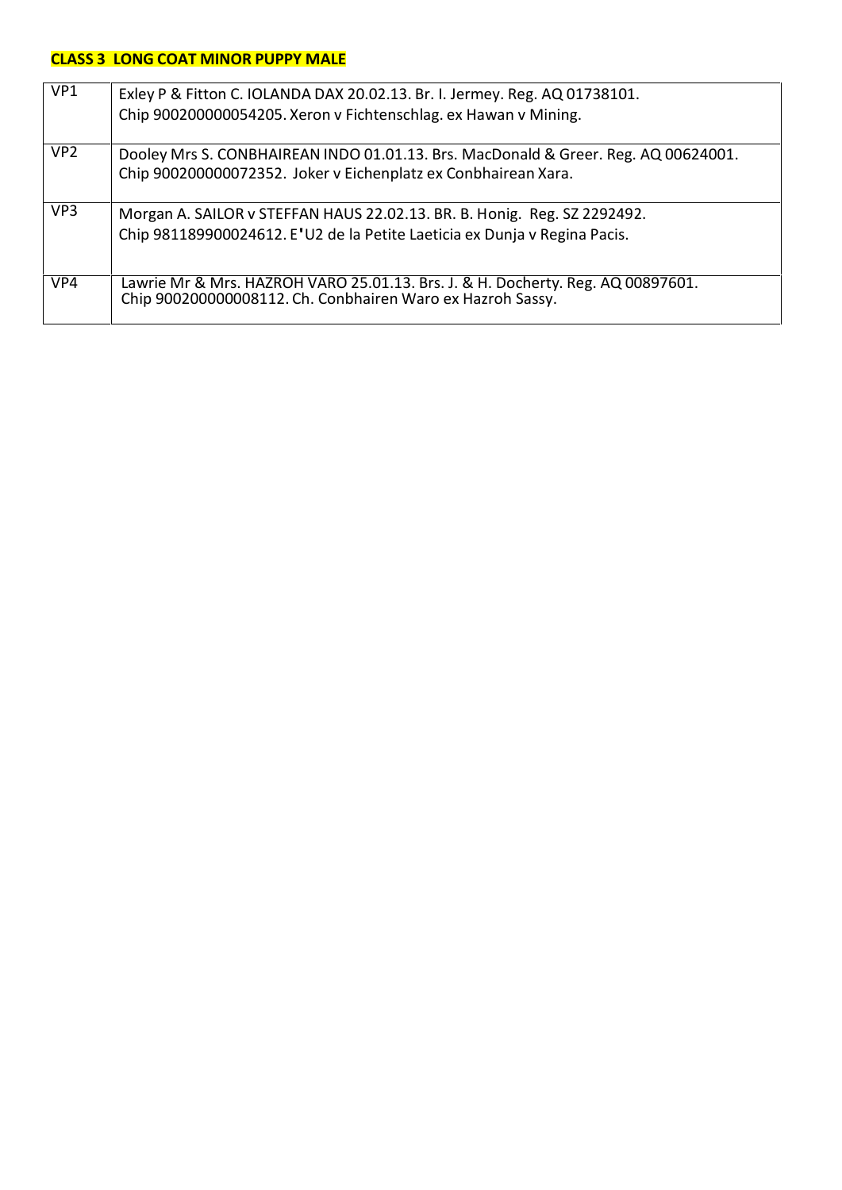**CLASS 3 LONG COAT MINOR PUPPY MALE**

| | |
|---|---|
| VP1 | Exley P & Fitton C. IOLANDA DAX 20.02.13. Br. I. Jermey. Reg. AQ 01738101. Chip 900200000054205. Xeron v Fichtenschlag. ex Hawan v Mining. |
| VP2 | Dooley Mrs S. CONBHAIREAN INDO 01.01.13. Brs. MacDonald & Greer. Reg. AQ 00624001. Chip 900200000072352. Joker v Eichenplatz ex Conbhairean Xara. |
| VP3 | Morgan A. SAILOR v STEFFAN HAUS 22.02.13. BR. B. Honig. Reg. SZ 2292492. Chip 981189900024612. E'U2 de la Petite Laeticia ex Dunja v Regina Pacis. |
| VP4 | Lawrie Mr & Mrs. HAZROH VARO 25.01.13. Brs. J. & H. Docherty. Reg. AQ 00897601. Chip 900200000008112. Ch. Conbhairen Waro ex Hazroh Sassy. |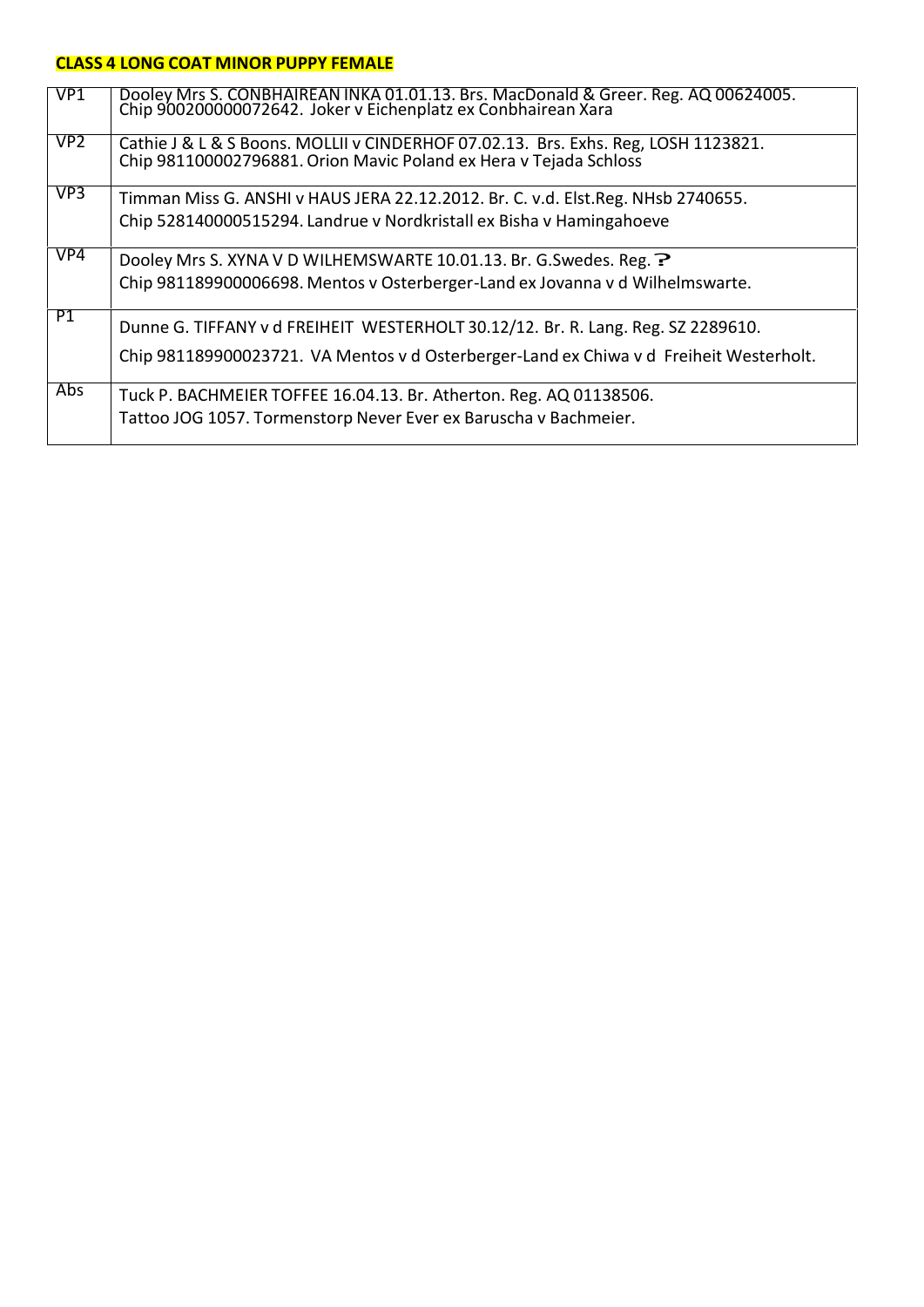**CLASS 4 LONG COAT MINOR PUPPY FEMALE**

| | |
|---|---|
| VP1 | Dooley Mrs S. CONBHAIREAN INKA 01.01.13. Brs. MacDonald & Greer. Reg. AQ 00624005. Chip 900200000072642. Joker v Eichenplatz ex Conbhairean Xara |
| VP2 | Cathie J & L & S Boons. MOLLII v CINDERHOF 07.02.13. Brs. Exhs. Reg, LOSH 1123821. Chip 981100002796881. Orion Mavic Poland ex Hera v Tejada Schloss |
| VP3 | Timman Miss G. ANSHI v HAUS JERA 22.12.2012. Br. C. v.d. Elst.Reg. NHsb 2740655. Chip 528140000515294. Landrue v Nordkristall ex Bisha v Hamingahoeve |
| VP4 | Dooley Mrs S. XYNA V D WILHEMSWARTE 10.01.13. Br. G.Swedes. Reg. ? Chip 981189900006698. Mentos v Osterberger-Land ex Jovanna v d Wilhelmswarte. |
| P1 | Dunne G. TIFFANY v d FREIHEIT WESTERHOLT 30.12/12. Br. R. Lang. Reg. SZ 2289610. Chip 981189900023721. VA Mentos v d Osterberger-Land ex Chiwa v d Freiheit Westerholt. |
| Abs | Tuck P. BACHMEIER TOFFEE 16.04.13. Br. Atherton. Reg. AQ 01138506. Tattoo JOG 1057. Tormenstorp Never Ever ex Baruscha v Bachmeier. |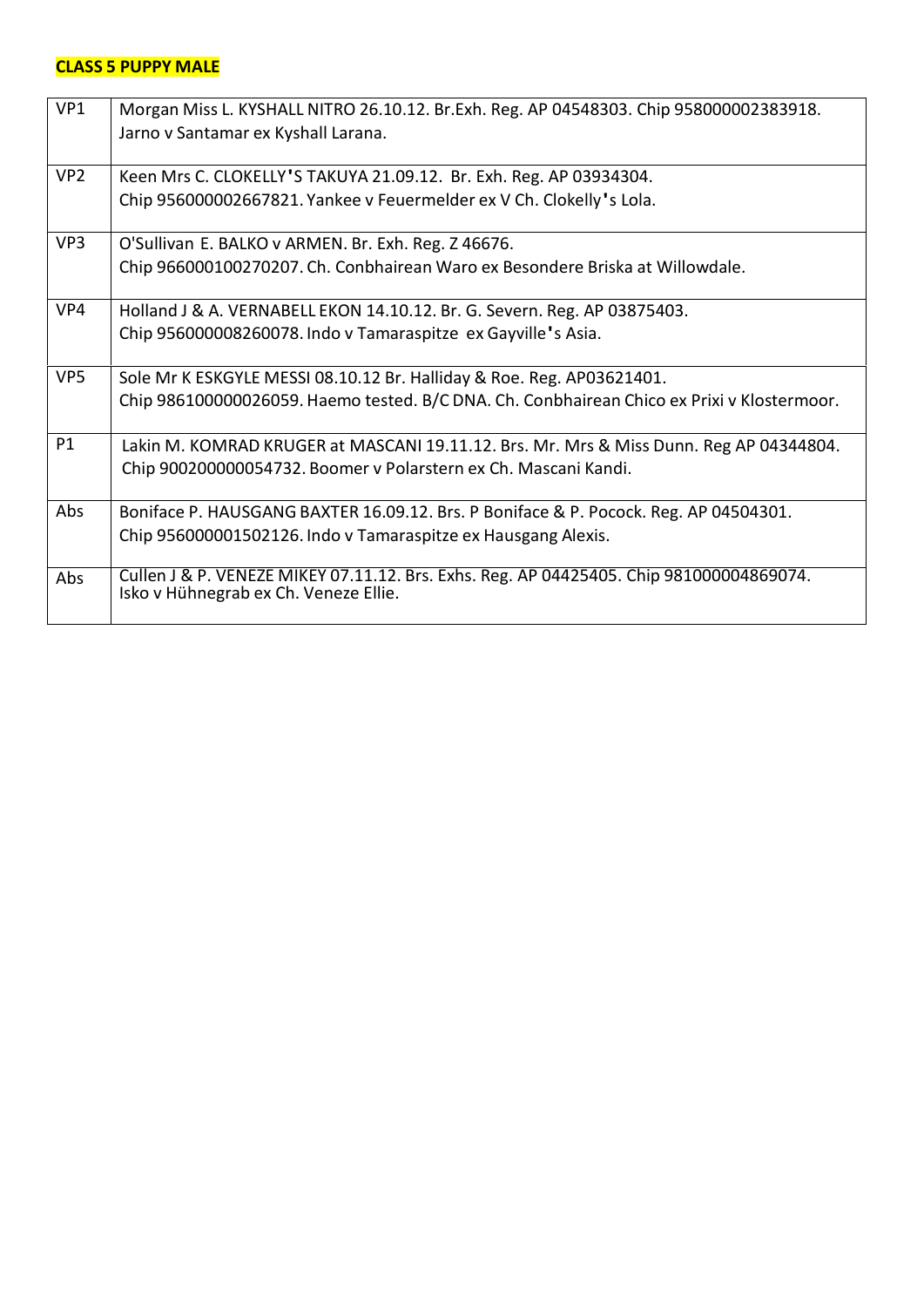**CLASS 5 PUPPY MALE**

| | |
|---|---|
| VP1 | Morgan Miss L. KYSHALL NITRO 26.10.12. Br.Exh. Reg. AP 04548303. Chip 958000002383918. Jarno v Santamar ex Kyshall Larana. |
| VP2 | Keen Mrs C. CLOKELLY'S TAKUYA 21.09.12. Br. Exh. Reg. AP 03934304. Chip 956000002667821. Yankee v Feuermelder ex V Ch. Clokelly's Lola. |
| VP3 | O'Sullivan E. BALKO v ARMEN. Br. Exh. Reg. Z 46676. Chip 966000100270207. Ch. Conbhairean Waro ex Besondere Briska at Willowdale. |
| VP4 | Holland J & A. VERNABELL EKON 14.10.12. Br. G. Severn. Reg. AP 03875403. Chip 956000008260078. Indo v Tamaraspitze ex Gayville's Asia. |
| VP5 | Sole Mr K ESKGYLE MESSI 08.10.12 Br. Halliday & Roe. Reg. AP03621401. Chip 986100000026059. Haemo tested. B/C DNA. Ch. Conbhairean Chico ex Prixi v Klostermoor. |
| P1 | Lakin M. KOMRAD KRUGER at MASCANI 19.11.12. Brs. Mr. Mrs & Miss Dunn. Reg AP 04344804. Chip 900200000054732. Boomer v Polarstern ex Ch. Mascani Kandi. |
| Abs | Boniface P. HAUSGANG BAXTER 16.09.12. Brs. P Boniface & P. Pocock. Reg. AP 04504301. Chip 956000001502126. Indo v Tamaraspitze ex Hausgang Alexis. |
| Abs | Cullen J & P. VENEZE MIKEY 07.11.12. Brs. Exhs. Reg. AP 04425405. Chip 981000004869074. Isko v Hühnegrab ex Ch. Veneze Ellie. |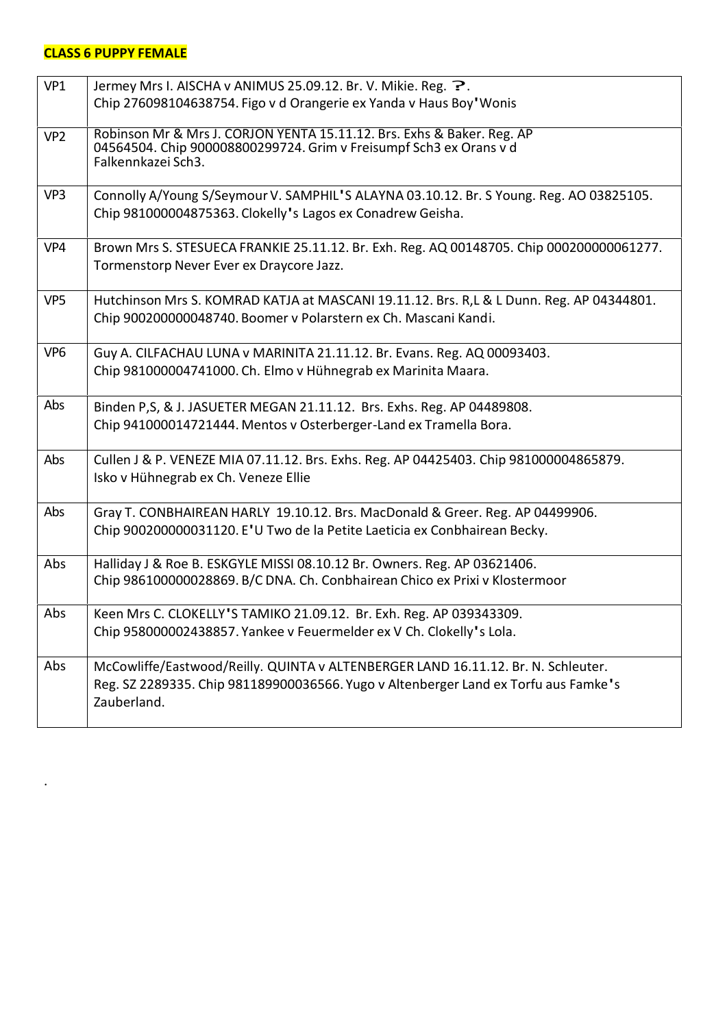**CLASS 6 PUPPY FEMALE**

| | |
|---|---|
| VP1 | Jermey Mrs I. AISCHA v ANIMUS 25.09.12. Br. V. Mikie. Reg. ?.<br>Chip 276098104638754. Figo v d Orangerie ex Yanda v Haus Boy'Wonis |
| VP2 | Robinson Mr & Mrs J. CORJON YENTA 15.11.12. Brs. Exhs & Baker. Reg. AP 04564504. Chip 900008800299724. Grim v Freisumpf Sch3 ex Orans v d Falkennkazei Sch3. |
| VP3 | Connolly A/Young S/Seymour V. SAMPHIL'S ALAYNA 03.10.12. Br. S Young. Reg. AO 03825105.<br>Chip 981000004875363. Clokelly's Lagos ex Conadrew Geisha. |
| VP4 | Brown Mrs S. STESUECA FRANKIE 25.11.12. Br. Exh. Reg. AQ 00148705. Chip 000200000061277.<br>Tormenstorp Never Ever ex Draycore Jazz. |
| VP5 | Hutchinson Mrs S. KOMRAD KATJA at MASCANI 19.11.12. Brs. R,L & L Dunn. Reg. AP 04344801.<br>Chip 900200000048740. Boomer v Polarstern ex Ch. Mascani Kandi. |
| VP6 | Guy A. CILFACHAU LUNA v MARINITA 21.11.12. Br. Evans. Reg. AQ 00093403.<br>Chip 981000004741000. Ch. Elmo v Hühnegrab ex Marinita Maara. |
| Abs | Binden P,S, & J. JASUETER MEGAN 21.11.12. Brs. Exhs. Reg. AP 04489808.<br>Chip 941000014721444. Mentos v Osterberger-Land ex Tramella Bora. |
| Abs | Cullen J & P. VENEZE MIA 07.11.12. Brs. Exhs. Reg. AP 04425403. Chip 981000004865879.<br>Isko v Hühnegrab ex Ch. Veneze Ellie |
| Abs | Gray T. CONBHAIREAN HARLY 19.10.12. Brs. MacDonald & Greer. Reg. AP 04499906.<br>Chip 900200000031120. E'U Two de la Petite Laeticia ex Conbhairean Becky. |
| Abs | Halliday J & Roe B. ESKGYLE MISSI 08.10.12 Br. Owners. Reg. AP 03621406.<br>Chip 986100000028869. B/C DNA. Ch. Conbhairean Chico ex Prixi v Klostermoor |
| Abs | Keen Mrs C. CLOKELLY'S TAMIKO 21.09.12. Br. Exh. Reg. AP 039343309.<br>Chip 958000002438857. Yankee v Feuermelder ex V Ch. Clokelly's Lola. |
| Abs | McCowliffe/Eastwood/Reilly. QUINTA v ALTENBERGER LAND 16.11.12. Br. N. Schleuter.<br>Reg. SZ 2289335. Chip 981189900036566. Yugo v Altenberger Land ex Torfu aus Famke's Zauberland. |

.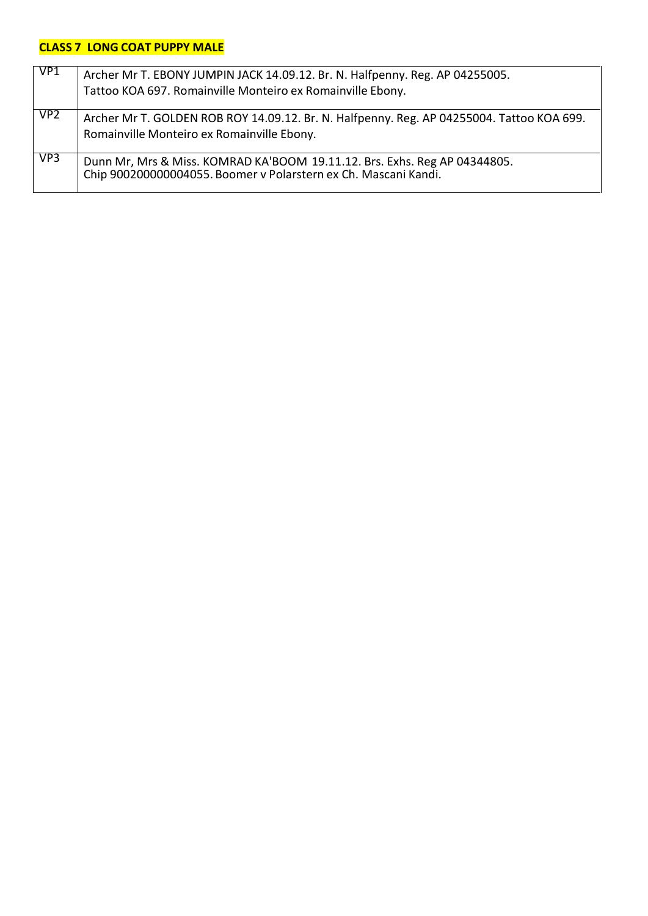**CLASS 7 LONG COAT PUPPY MALE**

| | |
|---|---|
| VP1 | Archer Mr T. EBONY JUMPIN JACK 14.09.12. Br. N. Halfpenny. Reg. AP 04255005. Tattoo KOA 697. Romainville Monteiro ex Romainville Ebony. |
| VP2 | Archer Mr T. GOLDEN ROB ROY 14.09.12. Br. N. Halfpenny. Reg. AP 04255004. Tattoo KOA 699. Romainville Monteiro ex Romainville Ebony. |
| VP3 | Dunn Mr, Mrs & Miss. KOMRAD KA'BOOM 19.11.12. Brs. Exhs. Reg AP 04344805. Chip 900200000004055. Boomer v Polarstern ex Ch. Mascani Kandi. |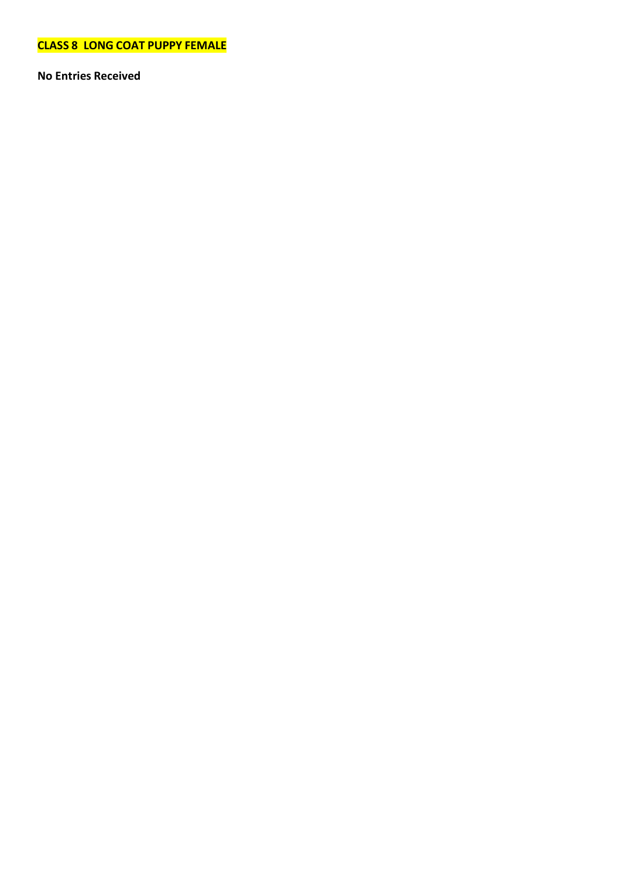## CLASS 8 LONG COAT PUPPY FEMALE

**No Entries Received**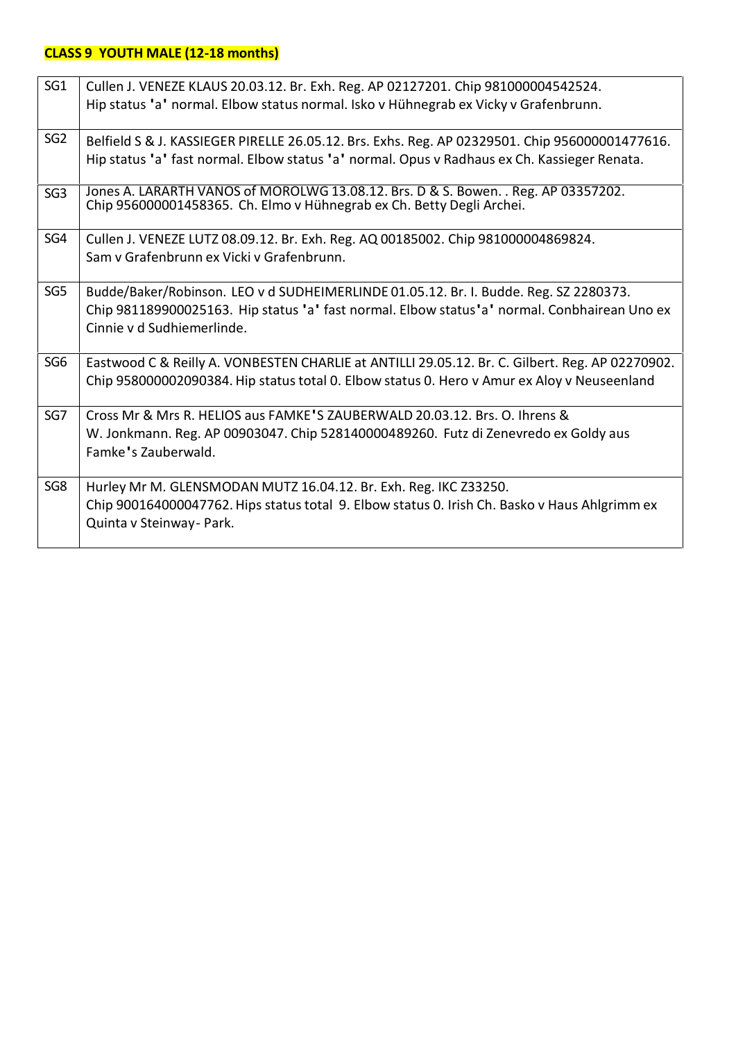**CLASS 9 YOUTH MALE (12-18 months)**

| | |
|---|---|
| SG1 | Cullen J. VENEZE KLAUS 20.03.12. Br. Exh. Reg. AP 02127201. Chip 981000004542524. Hip status 'a' normal. Elbow status normal. Isko v Hühnegrab ex Vicky v Grafenbrunn. |
| SG2 | Belfield S & J. KASSIEGER PIRELLE 26.05.12. Brs. Exhs. Reg. AP 02329501. Chip 956000001477616. Hip status 'a' fast normal. Elbow status 'a' normal. Opus v Radhaus ex Ch. Kassieger Renata. |
| SG3 | Jones A. LARARTH VANOS of MOROLWG 13.08.12. Brs. D & S. Bowen. . Reg. AP 03357202. Chip 956000001458365. Ch. Elmo v Hühnegrab ex Ch. Betty Degli Archei. |
| SG4 | Cullen J. VENEZE LUTZ 08.09.12. Br. Exh. Reg. AQ 00185002. Chip 981000004869824. Sam v Grafenbrunn ex Vicki v Grafenbrunn. |
| SG5 | Budde/Baker/Robinson. LEO v d SUDHEIMERLINDE 01.05.12. Br. I. Budde. Reg. SZ 2280373. Chip 981189900025163. Hip status 'a' fast normal. Elbow status'a' normal. Conbhairean Uno ex Cinnie v d Sudhiemerlinde. |
| SG6 | Eastwood C & Reilly A. VONBESTEN CHARLIE at ANTILLI 29.05.12. Br. C. Gilbert. Reg. AP 02270902. Chip 958000002090384. Hip status total 0. Elbow status 0. Hero v Amur ex Aloy v Neuseenland |
| SG7 | Cross Mr & Mrs R. HELIOS aus FAMKE'S ZAUBERWALD 20.03.12. Brs. O. Ihrens & W. Jonkmann. Reg. AP 00903047. Chip 528140000489260. Futz di Zenevredo ex Goldy aus Famke's Zauberwald. |
| SG8 | Hurley Mr M. GLENSMODAN MUTZ 16.04.12. Br. Exh. Reg. IKC Z33250. Chip 900164000047762. Hips status total 9. Elbow status 0. Irish Ch. Basko v Haus Ahlgrimm ex Quinta v Steinway- Park. |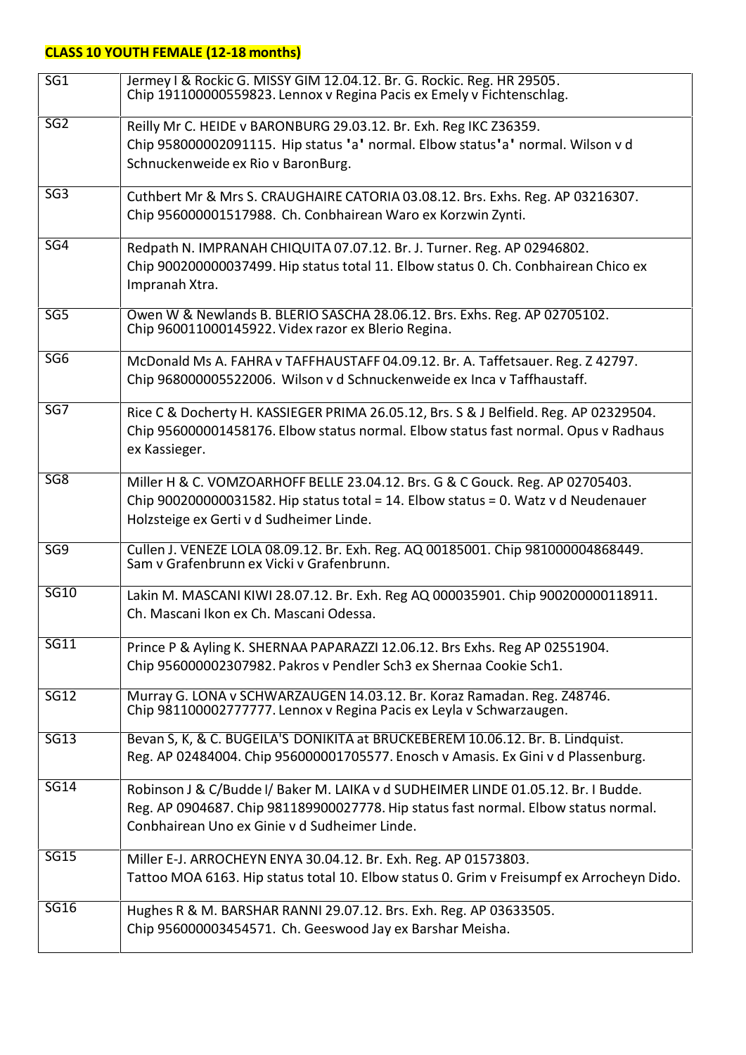**CLASS 10 YOUTH FEMALE (12-18 months)**

| | |
|---|---|
| SG1 | Jermey I & Rockic G. MISSY GIM 12.04.12. Br. G. Rockic. Reg. HR 29505. Chip 191100000559823. Lennox v Regina Pacis ex Emely v Fichtenschlag. |
| SG2 | Reilly Mr C. HEIDE v BARONBURG 29.03.12. Br. Exh. Reg IKC Z36359. Chip 958000002091115. Hip status 'a' normal. Elbow status'a' normal. Wilson v d Schnuckenweide ex Rio v BaronBurg. |
| SG3 | Cuthbert Mr & Mrs S. CRAUGHAIRE CATORIA 03.08.12. Brs. Exhs. Reg. AP 03216307. Chip 956000001517988. Ch. Conbhairean Waro ex Korzwin Zynti. |
| SG4 | Redpath N. IMPRANAH CHIQUITA 07.07.12. Br. J. Turner. Reg. AP 02946802. Chip 900200000037499. Hip status total 11. Elbow status 0. Ch. Conbhairean Chico ex Impranah Xtra. |
| SG5 | Owen W & Newlands B. BLERIO SASCHA 28.06.12. Brs. Exhs. Reg. AP 02705102. Chip 960011000145922. Videx razor ex Blerio Regina. |
| SG6 | McDonald Ms A. FAHRA v TAFFHAUSTAFF 04.09.12. Br. A. Taffetsauer. Reg. Z 42797. Chip 968000005522006. Wilson v d Schnuckenweide ex Inca v Taffhaustaff. |
| SG7 | Rice C & Docherty H. KASSIEGER PRIMA 26.05.12, Brs. S & J Belfield. Reg. AP 02329504. Chip 956000001458176. Elbow status normal. Elbow status fast normal. Opus v Radhaus ex Kassieger. |
| SG8 | Miller H & C. VOMZOARHOFF BELLE 23.04.12. Brs. G & C Gouck. Reg. AP 02705403. Chip 900200000031582. Hip status total = 14. Elbow status = 0. Watz v d Neudenauer Holzsteige ex Gerti v d Sudheimer Linde. |
| SG9 | Cullen J. VENEZE LOLA 08.09.12. Br. Exh. Reg. AQ 00185001. Chip 981000004868449. Sam v Grafenbrunn ex Vicki v Grafenbrunn. |
| SG10 | Lakin M. MASCANI KIWI 28.07.12. Br. Exh. Reg AQ 000035901. Chip 900200000118911. Ch. Mascani Ikon ex Ch. Mascani Odessa. |
| SG11 | Prince P & Ayling K. SHERNAA PAPARAZZI 12.06.12. Brs Exhs. Reg AP 02551904. Chip 956000002307982. Pakros v Pendler Sch3 ex Shernaa Cookie Sch1. |
| SG12 | Murray G. LONA v SCHWARZAUGEN 14.03.12. Br. Koraz Ramadan. Reg. Z48746. Chip 981100002777777. Lennox v Regina Pacis ex Leyla v Schwarzaugen. |
| SG13 | Bevan S, K, & C. BUGEILA'S DONIKITA at BRUCKEBEREM 10.06.12. Br. B. Lindquist. Reg. AP 02484004. Chip 956000001705577. Enosch v Amasis. Ex Gini v d Plassenburg. |
| SG14 | Robinson J & C/Budde I/ Baker M. LAIKA v d SUDHEIMER LINDE 01.05.12. Br. I Budde. Reg. AP 0904687. Chip 981189900027778. Hip status fast normal. Elbow status normal. Conbhairean Uno ex Ginie v d Sudheimer Linde. |
| SG15 | Miller E-J. ARROCHEYN ENYA 30.04.12. Br. Exh. Reg. AP 01573803. Tattoo MOA 6163. Hip status total 10. Elbow status 0. Grim v Freisumpf ex Arrocheyn Dido. |
| SG16 | Hughes R & M. BARSHAR RANNI 29.07.12. Brs. Exh. Reg. AP 03633505. Chip 956000003454571. Ch. Geeswood Jay ex Barshar Meisha. |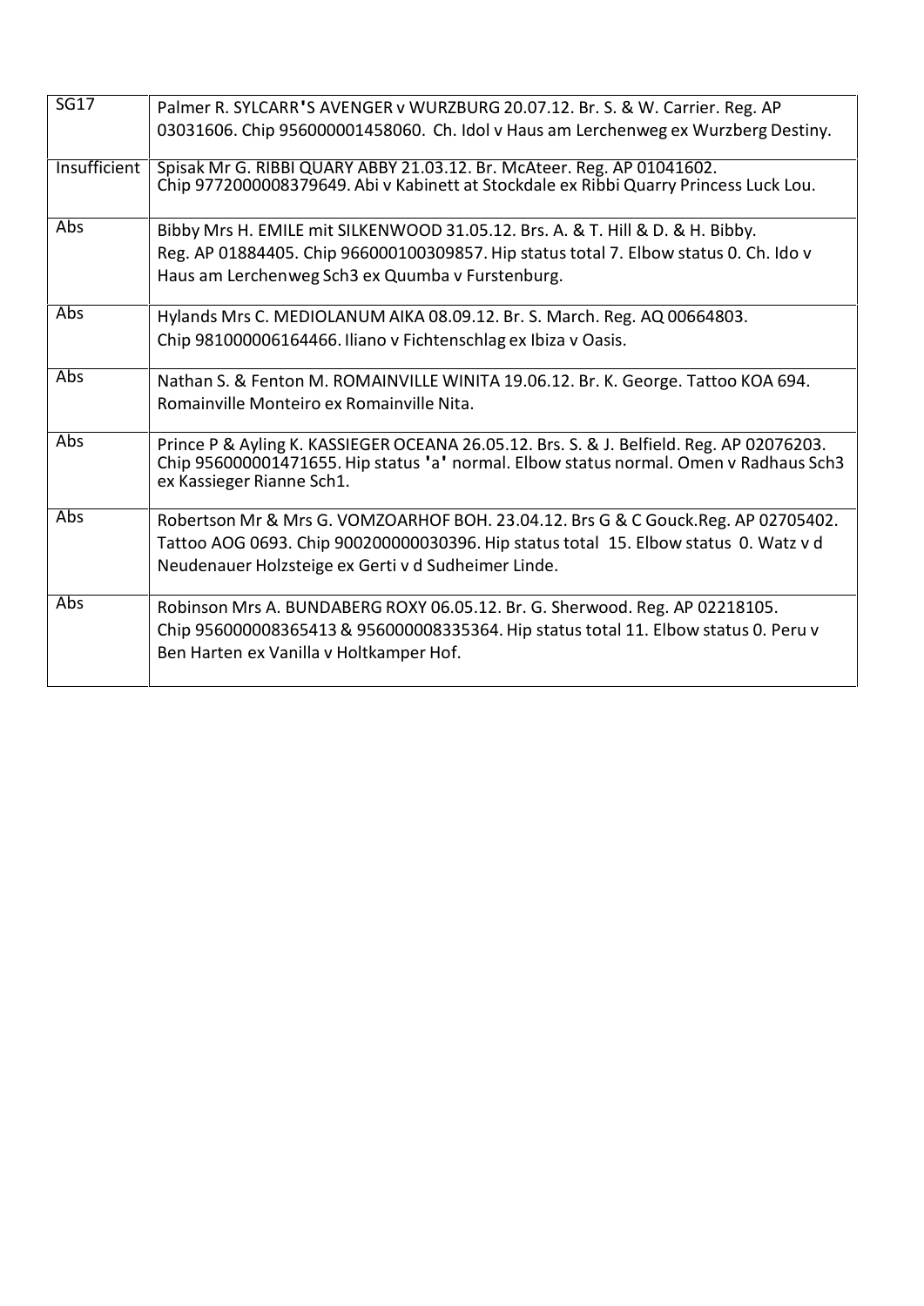| | |
|---|---|
| SG17 | Palmer R. SYLCARR'S AVENGER v WURZBURG 20.07.12. Br. S. & W. Carrier. Reg. AP 03031606. Chip 956000001458060. Ch. Idol v Haus am Lerchenweg ex Wurzberg Destiny. |
| Insufficient | Spisak Mr G. RIBBI QUARY ABBY 21.03.12. Br. McAteer. Reg. AP 01041602. Chip 9772000008379649. Abi v Kabinett at Stockdale ex Ribbi Quarry Princess Luck Lou. |
| Abs | Bibby Mrs H. EMILE mit SILKENWOOD 31.05.12. Brs. A. & T. Hill & D. & H. Bibby. Reg. AP 01884405. Chip 966000100309857. Hip status total 7. Elbow status 0. Ch. Ido v Haus am Lerchenweg Sch3 ex Quumba v Furstenburg. |
| Abs | Hylands Mrs C. MEDIOLANUM AIKA 08.09.12. Br. S. March. Reg. AQ 00664803. Chip 981000006164466. Iliano v Fichtenschlag ex Ibiza v Oasis. |
| Abs | Nathan S. & Fenton M. ROMAINVILLE WINITA 19.06.12. Br. K. George. Tattoo KOA 694. Romainville Monteiro ex Romainville Nita. |
| Abs | Prince P & Ayling K. KASSIEGER OCEANA 26.05.12. Brs. S. & J. Belfield. Reg. AP 02076203. Chip 956000001471655. Hip status 'a' normal. Elbow status normal. Omen v Radhaus Sch3 ex Kassieger Rianne Sch1. |
| Abs | Robertson Mr & Mrs G. VOMZOARHOF BOH. 23.04.12. Brs G & C Gouck.Reg. AP 02705402. Tattoo AOG 0693. Chip 900200000030396. Hip status total 15. Elbow status 0. Watz v d Neudenauer Holzsteige ex Gerti v d Sudheimer Linde. |
| Abs | Robinson Mrs A. BUNDABERG ROXY 06.05.12. Br. G. Sherwood. Reg. AP 02218105. Chip 956000008365413 & 956000008335364. Hip status total 11. Elbow status 0. Peru v Ben Harten ex Vanilla v Holtkamper Hof. |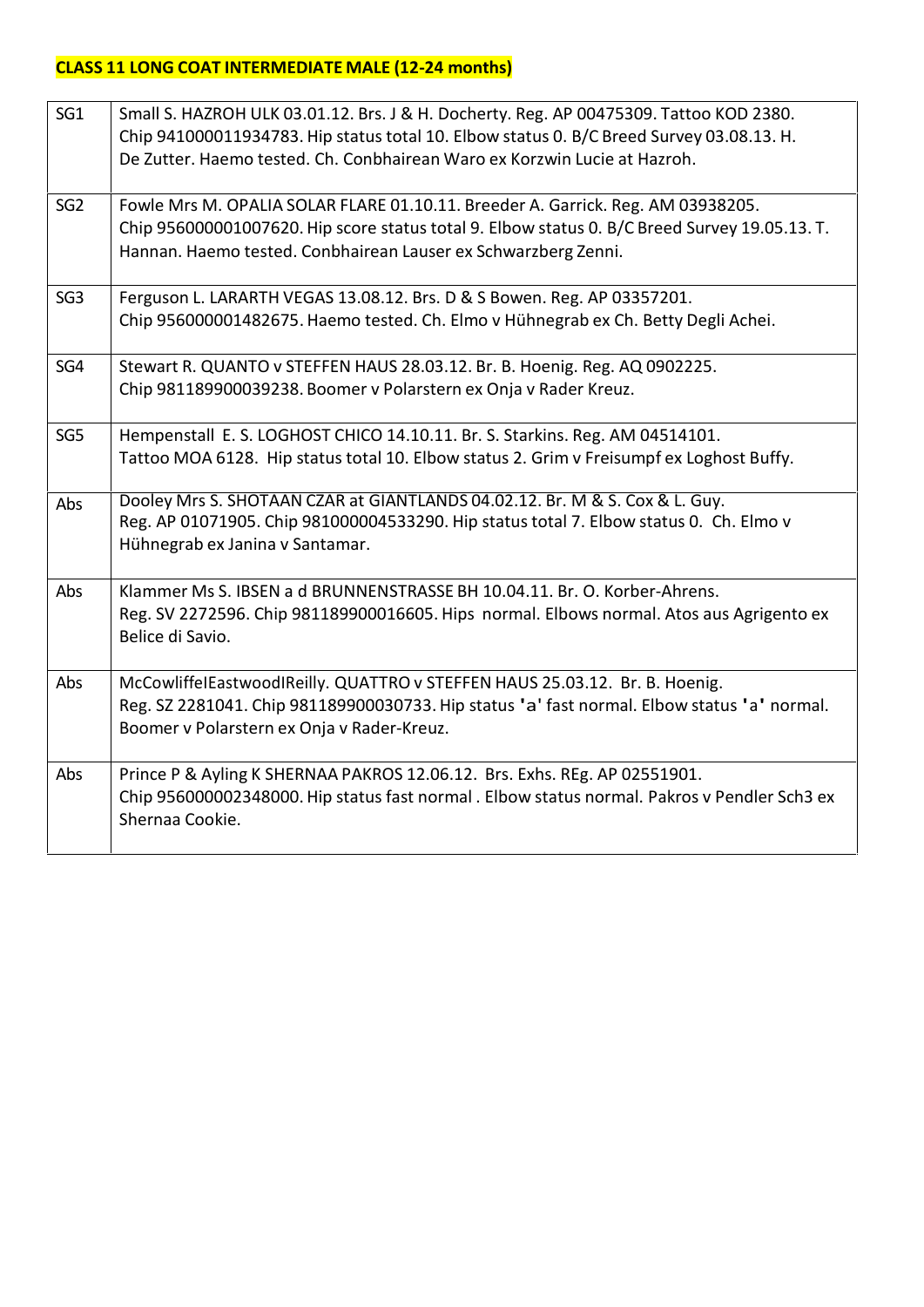**CLASS 11 LONG COAT INTERMEDIATE MALE (12-24 months)**

| | |
|---|---|
| SG1 | Small S. HAZROH ULK 03.01.12. Brs. J & H. Docherty. Reg. AP 00475309. Tattoo KOD 2380. Chip 941000011934783. Hip status total 10. Elbow status 0. B/C Breed Survey 03.08.13. H. De Zutter. Haemo tested. Ch. Conbhairean Waro ex Korzwin Lucie at Hazroh. |
| SG2 | Fowle Mrs M. OPALIA SOLAR FLARE 01.10.11. Breeder A. Garrick. Reg. AM 03938205. Chip 956000001007620. Hip score status total 9. Elbow status 0. B/C Breed Survey 19.05.13. T. Hannan. Haemo tested. Conbhairean Lauser ex Schwarzberg Zenni. |
| SG3 | Ferguson L. LARARTH VEGAS 13.08.12. Brs. D & S Bowen. Reg. AP 03357201. Chip 956000001482675. Haemo tested. Ch. Elmo v Hühnegrab ex Ch. Betty Degli Achei. |
| SG4 | Stewart R. QUANTO v STEFFEN HAUS 28.03.12. Br. B. Hoenig. Reg. AQ 0902225. Chip 981189900039238. Boomer v Polarstern ex Onja v Rader Kreuz. |
| SG5 | Hempenstall E. S. LOGHOST CHICO 14.10.11. Br. S. Starkins. Reg. AM 04514101. Tattoo MOA 6128. Hip status total 10. Elbow status 2. Grim v Freisumpf ex Loghost Buffy. |
| Abs | Dooley Mrs S. SHOTAAN CZAR at GIANTLANDS 04.02.12. Br. M & S. Cox & L. Guy. Reg. AP 01071905. Chip 981000004533290. Hip status total 7. Elbow status 0. Ch. Elmo v Hühnegrab ex Janina v Santamar. |
| Abs | Klammer Ms S. IBSEN a d BRUNNENSTRASSE BH 10.04.11. Br. O. Korber-Ahrens. Reg. SV 2272596. Chip 981189900016605. Hips normal. Elbows normal. Atos aus Agrigento ex Belice di Savio. |
| Abs | McCowliffeIEastwoodIReilly. QUATTRO v STEFFEN HAUS 25.03.12. Br. B. Hoenig. Reg. SZ 2281041. Chip 981189900030733. Hip status 'a' fast normal. Elbow status 'a' normal. Boomer v Polarstern ex Onja v Rader-Kreuz. |
| Abs | Prince P & Ayling K SHERNAA PAKROS 12.06.12. Brs. Exhs. REg. AP 02551901. Chip 956000002348000. Hip status fast normal . Elbow status normal. Pakros v Pendler Sch3 ex Shernaa Cookie. |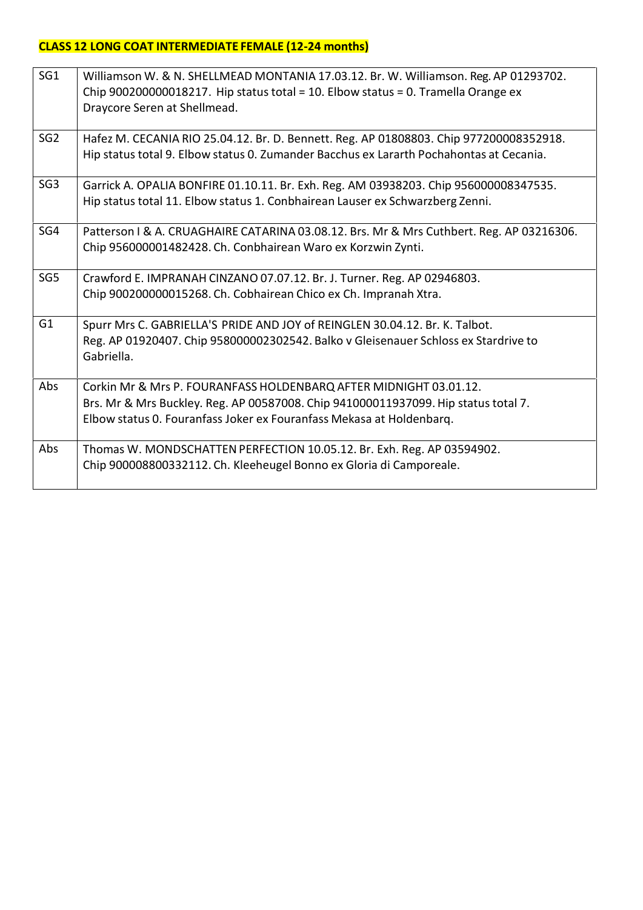**CLASS 12 LONG COAT INTERMEDIATE FEMALE (12-24 months)**

| | |
|---|---|
| SG1 | Williamson W. & N. SHELLMEAD MONTANIA 17.03.12. Br. W. Williamson. Reg. AP 01293702. Chip 900200000018217. Hip status total = 10. Elbow status = 0. Tramella Orange ex Draycore Seren at Shellmead. |
| SG2 | Hafez M. CECANIA RIO 25.04.12. Br. D. Bennett. Reg. AP 01808803. Chip 977200008352918. Hip status total 9. Elbow status 0. Zumander Bacchus ex Lararth Pochahontas at Cecania. |
| SG3 | Garrick A. OPALIA BONFIRE 01.10.11. Br. Exh. Reg. AM 03938203. Chip 956000008347535. Hip status total 11. Elbow status 1. Conbhairean Lauser ex Schwarzberg Zenni. |
| SG4 | Patterson I & A. CRUAGHAIRE CATARINA 03.08.12. Brs. Mr & Mrs Cuthbert. Reg. AP 03216306. Chip 956000001482428. Ch. Conbhairean Waro ex Korzwin Zynti. |
| SG5 | Crawford E. IMPRANAH CINZANO 07.07.12. Br. J. Turner. Reg. AP 02946803. Chip 900200000015268. Ch. Cobhairean Chico ex Ch. Impranah Xtra. |
| G1 | Spurr Mrs C. GABRIELLA'S PRIDE AND JOY of REINGLEN 30.04.12. Br. K. Talbot. Reg. AP 01920407. Chip 958000002302542. Balko v Gleisenauer Schloss ex Stardrive to Gabriella. |
| Abs | Corkin Mr & Mrs P. FOURANFASS HOLDENBARQ AFTER MIDNIGHT 03.01.12. Brs. Mr & Mrs Buckley. Reg. AP 00587008. Chip 941000011937099. Hip status total 7. Elbow status 0. Fouranfass Joker ex Fouranfass Mekasa at Holdenbarq. |
| Abs | Thomas W. MONDSCHATTEN PERFECTION 10.05.12. Br. Exh. Reg. AP 03594902. Chip 900008800332112. Ch. Kleeheugel Bonno ex Gloria di Camporeale. |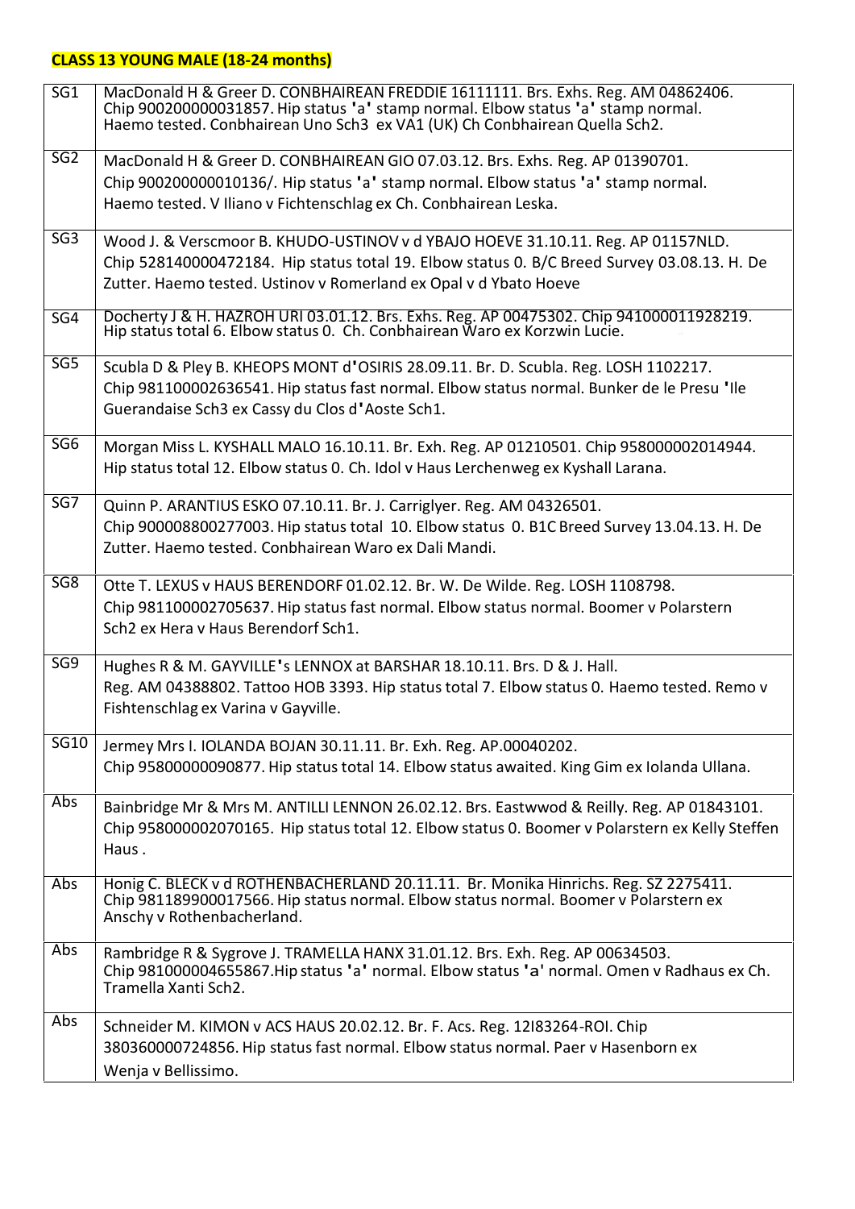**CLASS 13 YOUNG MALE (18-24 months)**

| | |
|---|---|
| SG1 | MacDonald H & Greer D. CONBHAIREAN FREDDIE 16111111. Brs. Exhs. Reg. AM 04862406. Chip 900200000031857. Hip status 'a' stamp normal. Elbow status 'a' stamp normal. Haemo tested. Conbhairean Uno Sch3 ex VA1 (UK) Ch Conbhairean Quella Sch2. |
| SG2 | MacDonald H & Greer D. CONBHAIREAN GIO 07.03.12. Brs. Exhs. Reg. AP 01390701. Chip 900200000010136/. Hip status 'a' stamp normal. Elbow status 'a' stamp normal. Haemo tested. V Iliano v Fichtenschlag ex Ch. Conbhairean Leska. |
| SG3 | Wood J. & Verscmoor B. KHUDO-USTINOV v d YBAJO HOEVE 31.10.11. Reg. AP 01157NLD. Chip 528140000472184. Hip status total 19. Elbow status 0. B/C Breed Survey 03.08.13. H. De Zutter. Haemo tested. Ustinov v Romerland ex Opal v d Ybato Hoeve |
| SG4 | Docherty J & H. HAZROH URI 03.01.12. Brs. Exhs. Reg. AP 00475302. Chip 941000011928219. Hip status total 6. Elbow status 0. Ch. Conbhairean Waro ex Korzwin Lucie. |
| SG5 | Scubla D & Pley B. KHEOPS MONT d'OSIRIS 28.09.11. Br. D. Scubla. Reg. LOSH 1102217. Chip 981100002636541. Hip status fast normal. Elbow status normal. Bunker de le Presu 'Ile Guerandaise Sch3 ex Cassy du Clos d'Aoste Sch1. |
| SG6 | Morgan Miss L. KYSHALL MALO 16.10.11. Br. Exh. Reg. AP 01210501. Chip 958000002014944. Hip status total 12. Elbow status 0. Ch. Idol v Haus Lerchenweg ex Kyshall Larana. |
| SG7 | Quinn P. ARANTIUS ESKO 07.10.11. Br. J. Carriglyer. Reg. AM 04326501. Chip 900008800277003. Hip status total 10. Elbow status 0. B1C Breed Survey 13.04.13. H. De Zutter. Haemo tested. Conbhairean Waro ex Dali Mandi. |
| SG8 | Otte T. LEXUS v HAUS BERENDORF 01.02.12. Br. W. De Wilde. Reg. LOSH 1108798. Chip 981100002705637. Hip status fast normal. Elbow status normal. Boomer v Polarstern Sch2 ex Hera v Haus Berendorf Sch1. |
| SG9 | Hughes R & M. GAYVILLE's LENNOX at BARSHAR 18.10.11. Brs. D & J. Hall. Reg. AM 04388802. Tattoo HOB 3393. Hip status total 7. Elbow status 0. Haemo tested. Remo v Fishtenschlag ex Varina v Gayville. |
| SG10 | Jermey Mrs I. IOLANDA BOJAN 30.11.11. Br. Exh. Reg. AP.00040202. Chip 95800000090877. Hip status total 14. Elbow status awaited. King Gim ex Iolanda Ullana. |
| Abs | Bainbridge Mr & Mrs M. ANTILLI LENNON 26.02.12. Brs. Eastwwod & Reilly. Reg. AP 01843101. Chip 958000002070165. Hip status total 12. Elbow status 0. Boomer v Polarstern ex Kelly Steffen Haus . |
| Abs | Honig C. BLECK v d ROTHENBACHERLAND 20.11.11. Br. Monika Hinrichs. Reg. SZ 2275411. Chip 981189900017566. Hip status normal. Elbow status normal. Boomer v Polarstern ex Anschy v Rothenbacherland. |
| Abs | Rambridge R & Sygrove J. TRAMELLA HANX 31.01.12. Brs. Exh. Reg. AP 00634503. Chip 981000004655867.Hip status 'a' normal. Elbow status 'a' normal. Omen v Radhaus ex Ch. Tramella Xanti Sch2. |
| Abs | Schneider M. KIMON v ACS HAUS 20.02.12. Br. F. Acs. Reg. 12I83264-ROI. Chip 380360000724856. Hip status fast normal. Elbow status normal. Paer v Hasenborn ex Wenja v Bellissimo. |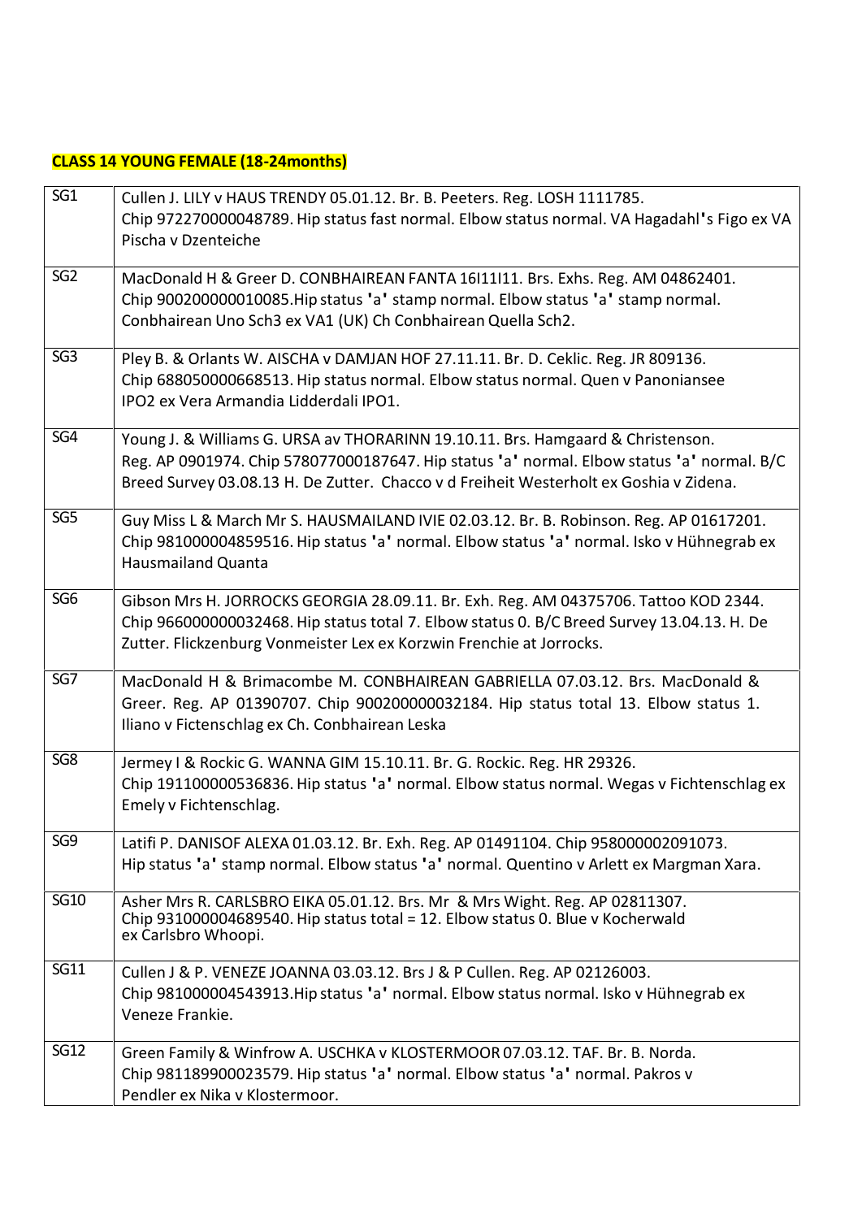**CLASS 14 YOUNG FEMALE (18-24months)**

| | |
|---|---|
| SG1 | Cullen J. LILY v HAUS TRENDY 05.01.12. Br. B. Peeters. Reg. LOSH 1111785.<br>Chip 972270000048789. Hip status fast normal. Elbow status normal. VA Hagadahl's Figo ex VA Pischa v Dzenteiche |
| SG2 | MacDonald H & Greer D. CONBHAIREAN FANTA 16I11I11. Brs. Exhs. Reg. AM 04862401.<br>Chip 900200000010085.Hip status 'a' stamp normal. Elbow status 'a' stamp normal.<br>Conbhairean Uno Sch3 ex VA1 (UK) Ch Conbhairean Quella Sch2. |
| SG3 | Pley B. & Orlants W. AISCHA v DAMJAN HOF 27.11.11. Br. D. Ceklic. Reg. JR 809136.<br>Chip 688050000668513. Hip status normal. Elbow status normal. Quen v Panoniansee<br>IPO2 ex Vera Armandia Lidderdali IPO1. |
| SG4 | Young J. & Williams G. URSA av THORARINN 19.10.11. Brs. Hamgaard & Christenson.<br>Reg. AP 0901974. Chip 578077000187647. Hip status 'a' normal. Elbow status 'a' normal. B/C Breed Survey 03.08.13 H. De Zutter. Chacco v d Freiheit Westerholt ex Goshia v Zidena. |
| SG5 | Guy Miss L & March Mr S. HAUSMAILAND IVIE 02.03.12. Br. B. Robinson. Reg. AP 01617201.<br>Chip 981000004859516. Hip status 'a' normal. Elbow status 'a' normal. Isko v Hühnegrab ex Hausmailand Quanta |
| SG6 | Gibson Mrs H. JORROCKS GEORGIA 28.09.11. Br. Exh. Reg. AM 04375706. Tattoo KOD 2344.<br>Chip 966000000032468. Hip status total 7. Elbow status 0. B/C Breed Survey 13.04.13. H. De Zutter. Flickzenburg Vonmeister Lex ex Korzwin Frenchie at Jorrocks. |
| SG7 | MacDonald H & Brimacombe M. CONBHAIREAN GABRIELLA 07.03.12. Brs. MacDonald & Greer. Reg. AP 01390707. Chip 900200000032184. Hip status total 13. Elbow status 1.<br>Iliano v Fictenschlag ex Ch. Conbhairean Leska |
| SG8 | Jermey I & Rockic G. WANNA GIM 15.10.11. Br. G. Rockic. Reg. HR 29326.<br>Chip 191100000536836. Hip status 'a' normal. Elbow status normal. Wegas v Fichtenschlag ex Emely v Fichtenschlag. |
| SG9 | Latifi P. DANISOF ALEXA 01.03.12. Br. Exh. Reg. AP 01491104. Chip 958000002091073.<br>Hip status 'a' stamp normal. Elbow status 'a' normal. Quentino v Arlett ex Margman Xara. |
| SG10 | Asher Mrs R. CARLSBRO EIKA 05.01.12. Brs. Mr & Mrs Wight. Reg. AP 02811307.<br>Chip 931000004689540. Hip status total = 12. Elbow status 0. Blue v Kocherwald<br>ex Carlsbro Whoopi. |
| SG11 | Cullen J & P. VENEZE JOANNA 03.03.12. Brs J & P Cullen. Reg. AP 02126003.<br>Chip 981000004543913.Hip status 'a' normal. Elbow status normal. Isko v Hühnegrab ex Veneze Frankie. |
| SG12 | Green Family & Winfrow A. USCHKA v KLOSTERMOOR 07.03.12. TAF. Br. B. Norda.<br>Chip 981189900023579. Hip status 'a' normal. Elbow status 'a' normal. Pakros v Pendler ex Nika v Klostermoor. |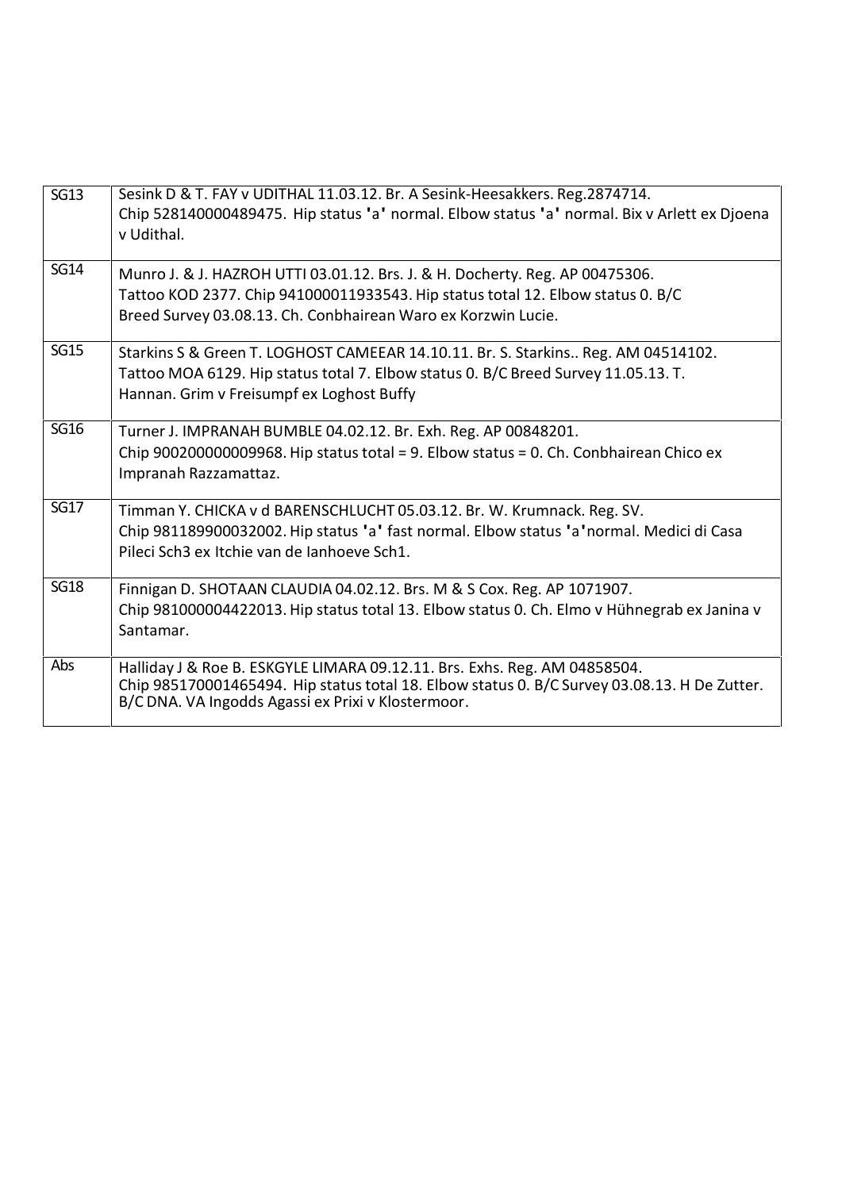| | |
|---|---|
| SG13 | Sesink D & T. FAY v UDITHAL 11.03.12. Br. A Sesink-Heesakkers. Reg.2874714. Chip 528140000489475. Hip status 'a' normal. Elbow status 'a' normal. Bix v Arlett ex Djoena v Udithal. |
| SG14 | Munro J. & J. HAZROH UTTI 03.01.12. Brs. J. & H. Docherty. Reg. AP 00475306. Tattoo KOD 2377. Chip 941000011933543. Hip status total 12. Elbow status 0. B/C Breed Survey 03.08.13. Ch. Conbhairean Waro ex Korzwin Lucie. |
| SG15 | Starkins S & Green T. LOGHOST CAMEEAR 14.10.11. Br. S. Starkins.. Reg. AM 04514102. Tattoo MOA 6129. Hip status total 7. Elbow status 0. B/C Breed Survey 11.05.13. T. Hannan. Grim v Freisumpf ex Loghost Buffy |
| SG16 | Turner J. IMPRANAH BUMBLE 04.02.12. Br. Exh. Reg. AP 00848201. Chip 900200000009968. Hip status total = 9. Elbow status = 0. Ch. Conbhairean Chico ex Impranah Razzamattaz. |
| SG17 | Timman Y. CHICKA v d BARENSCHLUCHT 05.03.12. Br. W. Krumnack. Reg. SV. Chip 981189900032002. Hip status 'a' fast normal. Elbow status 'a'normal. Medici di Casa Pileci Sch3 ex Itchie van de Ianhoeve Sch1. |
| SG18 | Finnigan D. SHOTAAN CLAUDIA 04.02.12. Brs. M & S Cox. Reg. AP 1071907. Chip 981000004422013. Hip status total 13. Elbow status 0. Ch. Elmo v Hühnegrab ex Janina v Santamar. |
| Abs | Halliday J & Roe B. ESKGYLE LIMARA 09.12.11. Brs. Exhs. Reg. AM 04858504. Chip 985170001465494. Hip status total 18. Elbow status 0. B/C Survey 03.08.13. H De Zutter. B/C DNA. VA Ingodds Agassi ex Prixi v Klostermoor. |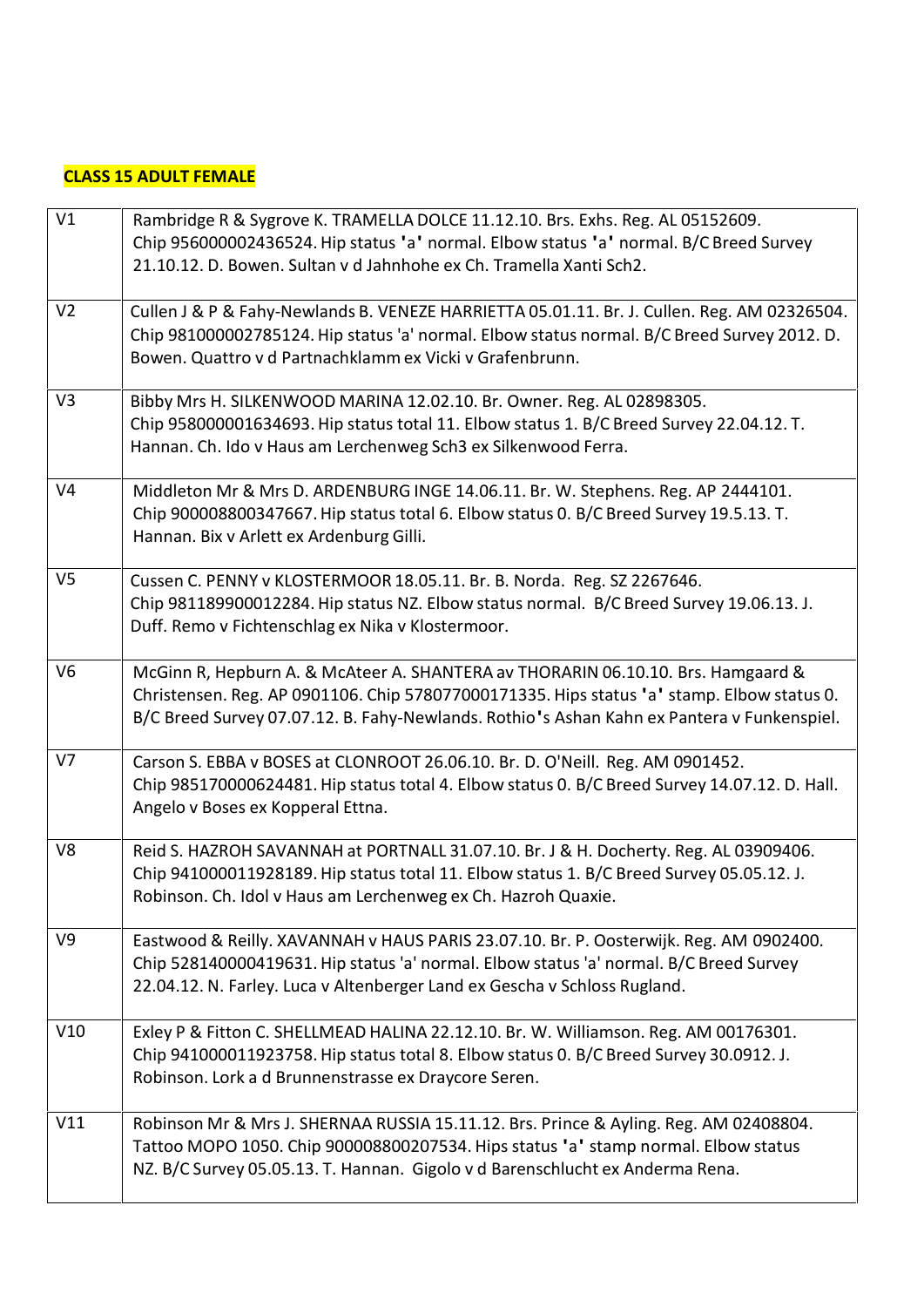**CLASS 15 ADULT FEMALE**

| | |
|---|---|
| V1 | Rambridge R & Sygrove K. TRAMELLA DOLCE 11.12.10. Brs. Exhs. Reg. AL 05152609. Chip 956000002436524. Hip status 'a' normal. Elbow status 'a' normal. B/C Breed Survey 21.10.12. D. Bowen. Sultan v d Jahnhohe ex Ch. Tramella Xanti Sch2. |
| V2 | Cullen J & P & Fahy-Newlands B. VENEZE HARRIETTA 05.01.11. Br. J. Cullen. Reg. AM 02326504. Chip 981000002785124. Hip status 'a' normal. Elbow status normal. B/C Breed Survey 2012. D. Bowen. Quattro v d Partnachklamm ex Vicki v Grafenbrunn. |
| V3 | Bibby Mrs H. SILKENWOOD MARINA 12.02.10. Br. Owner. Reg. AL 02898305. Chip 958000001634693. Hip status total 11. Elbow status 1. B/C Breed Survey 22.04.12. T. Hannan. Ch. Ido v Haus am Lerchenweg Sch3 ex Silkenwood Ferra. |
| V4 | Middleton Mr & Mrs D. ARDENBURG INGE 14.06.11. Br. W. Stephens. Reg. AP 2444101. Chip 900008800347667. Hip status total 6. Elbow status 0. B/C Breed Survey 19.5.13. T. Hannan. Bix v Arlett ex Ardenburg Gilli. |
| V5 | Cussen C. PENNY v KLOSTERMOOR 18.05.11. Br. B. Norda. Reg. SZ 2267646. Chip 981189900012284. Hip status NZ. Elbow status normal. B/C Breed Survey 19.06.13. J. Duff. Remo v Fichtenschlag ex Nika v Klostermoor. |
| V6 | McGinn R, Hepburn A. & McAteer A. SHANTERA av THORARIN 06.10.10. Brs. Hamgaard & Christensen. Reg. AP 0901106. Chip 578077000171335. Hips status 'a' stamp. Elbow status 0. B/C Breed Survey 07.07.12. B. Fahy-Newlands. Rothio's Ashan Kahn ex Pantera v Funkenspiel. |
| V7 | Carson S. EBBA v BOSES at CLONROOT 26.06.10. Br. D. O'Neill. Reg. AM 0901452. Chip 985170000624481. Hip status total 4. Elbow status 0. B/C Breed Survey 14.07.12. D. Hall. Angelo v Boses ex Kopperal Ettna. |
| V8 | Reid S. HAZROH SAVANNAH at PORTNALL 31.07.10. Br. J & H. Docherty. Reg. AL 03909406. Chip 941000011928189. Hip status total 11. Elbow status 1. B/C Breed Survey 05.05.12. J. Robinson. Ch. Idol v Haus am Lerchenweg ex Ch. Hazroh Quaxie. |
| V9 | Eastwood & Reilly. XAVANNAH v HAUS PARIS 23.07.10. Br. P. Oosterwijk. Reg. AM 0902400. Chip 528140000419631. Hip status 'a' normal. Elbow status 'a' normal. B/C Breed Survey 22.04.12. N. Farley. Luca v Altenberger Land ex Gescha v Schloss Rugland. |
| V10 | Exley P & Fitton C. SHELLMEAD HALINA 22.12.10. Br. W. Williamson. Reg. AM 00176301. Chip 941000011923758. Hip status total 8. Elbow status 0. B/C Breed Survey 30.0912. J. Robinson. Lork a d Brunnenstrasse ex Draycore Seren. |
| V11 | Robinson Mr & Mrs J. SHERNAA RUSSIA 15.11.12. Brs. Prince & Ayling. Reg. AM 02408804. Tattoo MOPO 1050. Chip 900008800207534. Hips status 'a' stamp normal. Elbow status NZ. B/C Survey 05.05.13. T. Hannan. Gigolo v d Barenschlucht ex Anderma Rena. |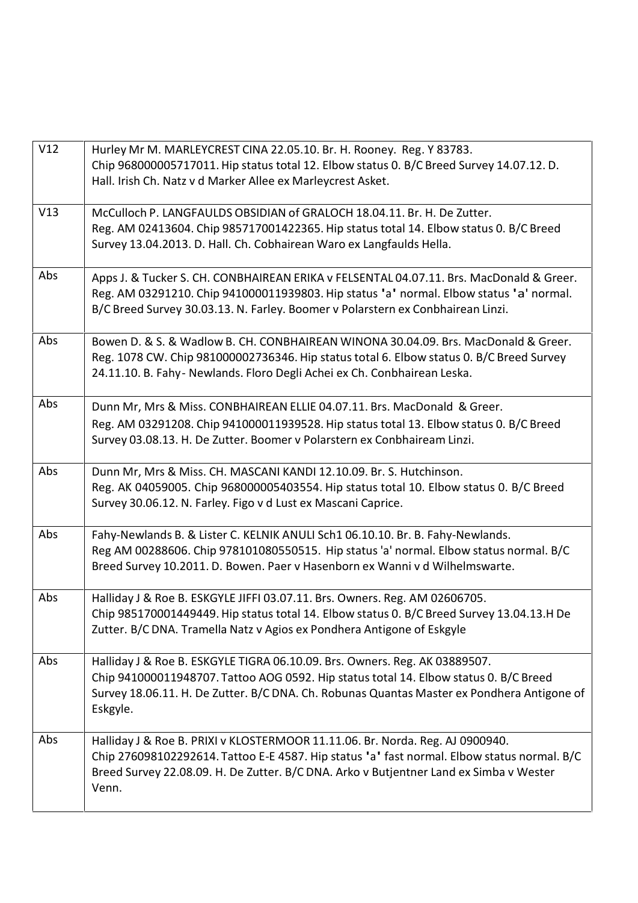| | |
|---|---|
| V12 | Hurley Mr M. MARLEYCREST CINA 22.05.10. Br. H. Rooney. Reg. Y 83783. Chip 968000005717011. Hip status total 12. Elbow status 0. B/C Breed Survey 14.07.12. D. Hall. Irish Ch. Natz v d Marker Allee ex Marleycrest Asket. |
| V13 | McCulloch P. LANGFAULDS OBSIDIAN of GRALOCH 18.04.11. Br. H. De Zutter. Reg. AM 02413604. Chip 985717001422365. Hip status total 14. Elbow status 0. B/C Breed Survey 13.04.2013. D. Hall. Ch. Cobhairean Waro ex Langfaulds Hella. |
| Abs | Apps J. & Tucker S. CH. CONBHAIREAN ERIKA v FELSENTAL 04.07.11. Brs. MacDonald & Greer. Reg. AM 03291210. Chip 941000011939803. Hip status 'a' normal. Elbow status 'a' normal. B/C Breed Survey 30.03.13. N. Farley. Boomer v Polarstern ex Conbhairean Linzi. |
| Abs | Bowen D. & S. & Wadlow B. CH. CONBHAIREAN WINONA 30.04.09. Brs. MacDonald & Greer. Reg. 1078 CW. Chip 981000002736346. Hip status total 6. Elbow status 0. B/C Breed Survey 24.11.10. B. Fahy- Newlands. Floro Degli Achei ex Ch. Conbhairean Leska. |
| Abs | Dunn Mr, Mrs & Miss. CONBHAIREAN ELLIE 04.07.11. Brs. MacDonald & Greer. Reg. AM 03291208. Chip 941000011939528. Hip status total 13. Elbow status 0. B/C Breed Survey 03.08.13. H. De Zutter. Boomer v Polarstern ex Conbhaiream Linzi. |
| Abs | Dunn Mr, Mrs & Miss. CH. MASCANI KANDI 12.10.09. Br. S. Hutchinson. Reg. AK 04059005. Chip 968000005403554. Hip status total 10. Elbow status 0. B/C Breed Survey 30.06.12. N. Farley. Figo v d Lust ex Mascani Caprice. |
| Abs | Fahy-Newlands B. & Lister C. KELNIK ANULI Sch1 06.10.10. Br. B. Fahy-Newlands. Reg AM 00288606. Chip 978101080550515. Hip status 'a' normal. Elbow status normal. B/C Breed Survey 10.2011. D. Bowen. Paer v Hasenborn ex Wanni v d Wilhelmswarte. |
| Abs | Halliday J & Roe B. ESKGYLE JIFFI 03.07.11. Brs. Owners. Reg. AM 02606705. Chip 985170001449449. Hip status total 14. Elbow status 0. B/C Breed Survey 13.04.13.H De Zutter. B/C DNA. Tramella Natz v Agios ex Pondhera Antigone of Eskgyle |
| Abs | Halliday J & Roe B. ESKGYLE TIGRA 06.10.09. Brs. Owners. Reg. AK 03889507. Chip 941000011948707. Tattoo AOG 0592. Hip status total 14. Elbow status 0. B/C Breed Survey 18.06.11. H. De Zutter. B/C DNA. Ch. Robunas Quantas Master ex Pondhera Antigone of Eskgyle. |
| Abs | Halliday J & Roe B. PRIXI v KLOSTERMOOR 11.11.06. Br. Norda. Reg. AJ 0900940. Chip 276098102292614. Tattoo E-E 4587. Hip status 'a' fast normal. Elbow status normal. B/C Breed Survey 22.08.09. H. De Zutter. B/C DNA. Arko v Butjentner Land ex Simba v Wester Venn. |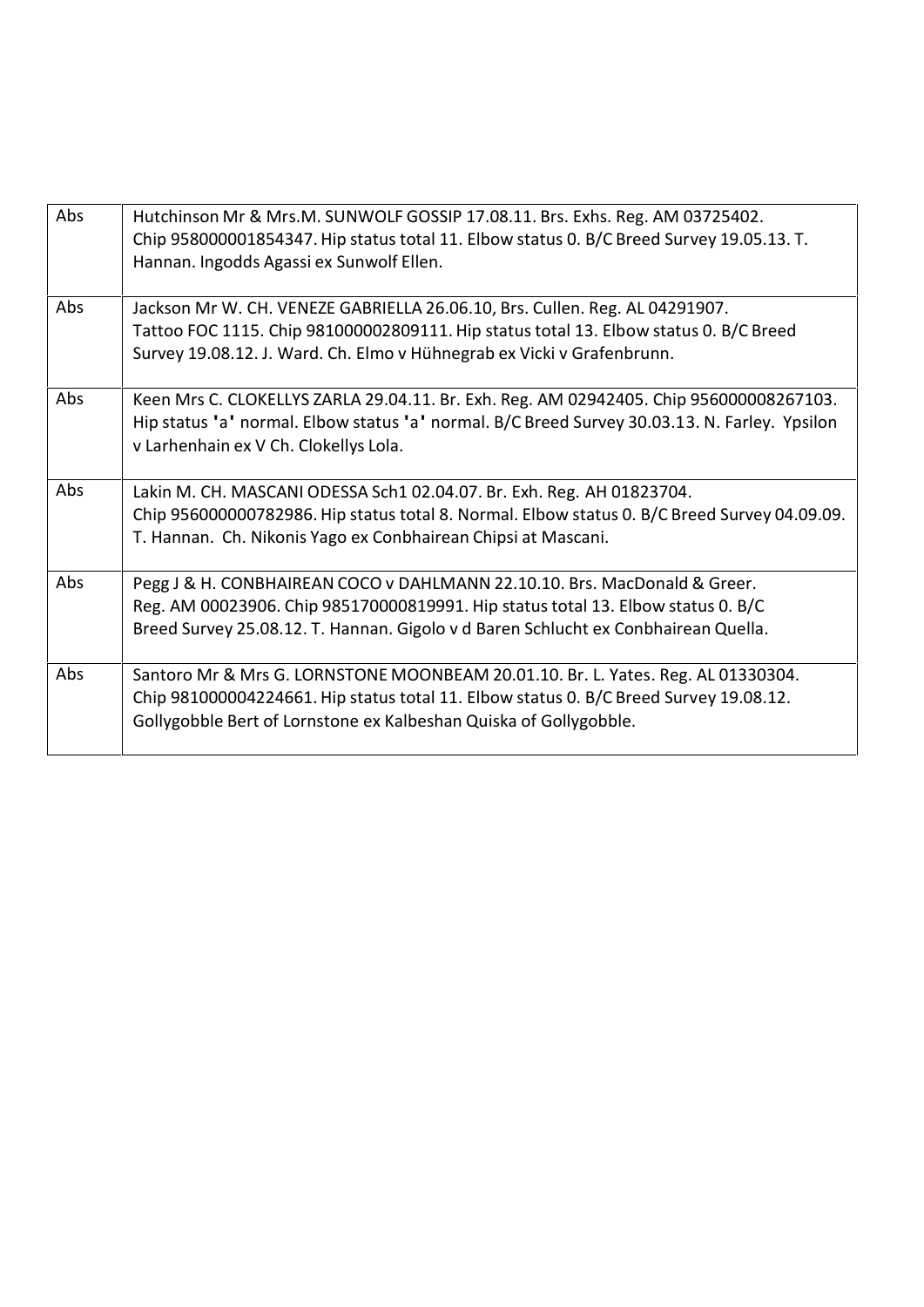| | |
|---|---|
| Abs | Hutchinson Mr & Mrs.M. SUNWOLF GOSSIP 17.08.11. Brs. Exhs. Reg. AM 03725402. Chip 958000001854347. Hip status total 11. Elbow status 0. B/C Breed Survey 19.05.13. T. Hannan. Ingodds Agassi ex Sunwolf Ellen. |
| Abs | Jackson Mr W. CH. VENEZE GABRIELLA 26.06.10, Brs. Cullen. Reg. AL 04291907. Tattoo FOC 1115. Chip 981000002809111. Hip status total 13. Elbow status 0. B/C Breed Survey 19.08.12. J. Ward. Ch. Elmo v Hühnegrab ex Vicki v Grafenbrunn. |
| Abs | Keen Mrs C. CLOKELLYS ZARLA 29.04.11. Br. Exh. Reg. AM 02942405. Chip 956000008267103. Hip status 'a' normal. Elbow status 'a' normal. B/C Breed Survey 30.03.13. N. Farley. Ypsilon v Larhenhain ex V Ch. Clokellys Lola. |
| Abs | Lakin M. CH. MASCANI ODESSA Sch1 02.04.07. Br. Exh. Reg. AH 01823704. Chip 956000000782986. Hip status total 8. Normal. Elbow status 0. B/C Breed Survey 04.09.09. T. Hannan. Ch. Nikonis Yago ex Conbhairean Chipsi at Mascani. |
| Abs | Pegg J & H. CONBHAIREAN COCO v DAHLMANN 22.10.10. Brs. MacDonald & Greer. Reg. AM 00023906. Chip 985170000819991. Hip status total 13. Elbow status 0. B/C Breed Survey 25.08.12. T. Hannan. Gigolo v d Baren Schlucht ex Conbhairean Quella. |
| Abs | Santoro Mr & Mrs G. LORNSTONE MOONBEAM 20.01.10. Br. L. Yates. Reg. AL 01330304. Chip 981000004224661. Hip status total 11. Elbow status 0. B/C Breed Survey 19.08.12. Gollygobble Bert of Lornstone ex Kalbeshan Quiska of Gollygobble. |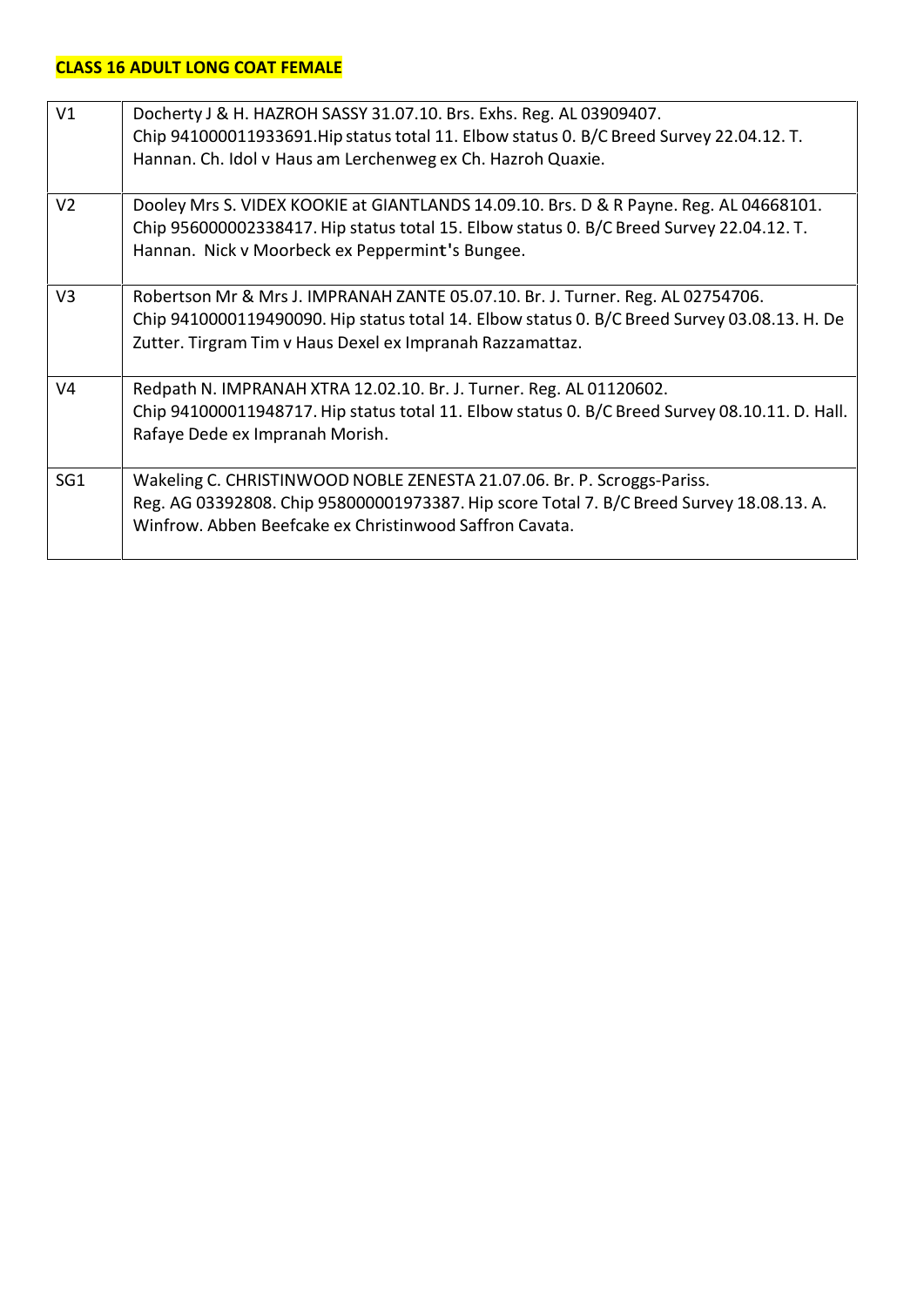**CLASS 16 ADULT LONG COAT FEMALE**

| | |
|---|---|
| V1 | Docherty J & H. HAZROH SASSY 31.07.10. Brs. Exhs. Reg. AL 03909407.<br>Chip 941000011933691.Hip status total 11. Elbow status 0. B/C Breed Survey 22.04.12. T. Hannan. Ch. Idol v Haus am Lerchenweg ex Ch. Hazroh Quaxie. |
| V2 | Dooley Mrs S. VIDEX KOOKIE at GIANTLANDS 14.09.10. Brs. D & R Payne. Reg. AL 04668101.<br>Chip 956000002338417. Hip status total 15. Elbow status 0. B/C Breed Survey 22.04.12. T. Hannan. Nick v Moorbeck ex Peppermint's Bungee. |
| V3 | Robertson Mr & Mrs J. IMPRANAH ZANTE 05.07.10. Br. J. Turner. Reg. AL 02754706.<br>Chip 9410000119490090. Hip status total 14. Elbow status 0. B/C Breed Survey 03.08.13. H. De Zutter. Tirgram Tim v Haus Dexel ex Impranah Razzamattaz. |
| V4 | Redpath N. IMPRANAH XTRA 12.02.10. Br. J. Turner. Reg. AL 01120602.<br>Chip 941000011948717. Hip status total 11. Elbow status 0. B/C Breed Survey 08.10.11. D. Hall. Rafaye Dede ex Impranah Morish. |
| SG1 | Wakeling C. CHRISTINWOOD NOBLE ZENESTA 21.07.06. Br. P. Scroggs-Pariss.<br>Reg. AG 03392808. Chip 958000001973387. Hip score Total 7. B/C Breed Survey 18.08.13. A. Winfrow. Abben Beefcake ex Christinwood Saffron Cavata. |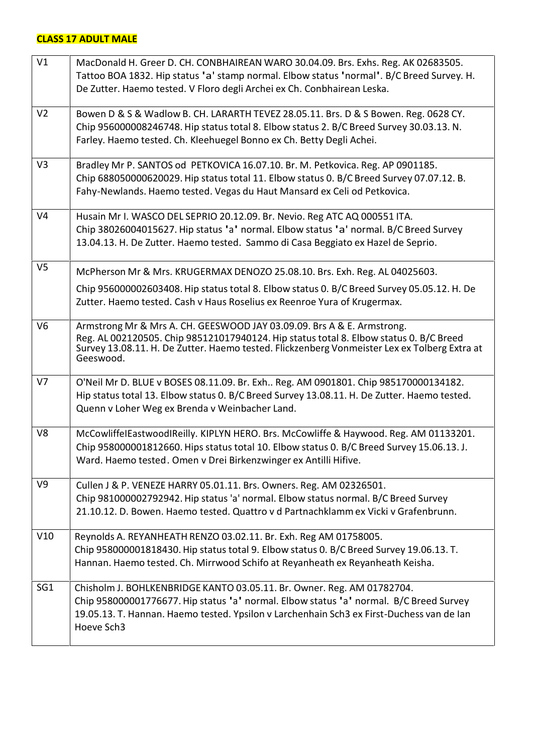**CLASS 17 ADULT MALE**

| | |
|---|---|
| V1 | MacDonald H. Greer D. CH. CONBHAIREAN WARO 30.04.09. Brs. Exhs. Reg. AK 02683505. Tattoo BOA 1832. Hip status 'a' stamp normal. Elbow status 'normal'. B/C Breed Survey. H. De Zutter. Haemo tested. V Floro degli Archei ex Ch. Conbhairean Leska. |
| V2 | Bowen D & S & Wadlow B. CH. LARARTH TEVEZ 28.05.11. Brs. D & S Bowen. Reg. 0628 CY. Chip 956000008246748. Hip status total 8. Elbow status 2. B/C Breed Survey 30.03.13. N. Farley. Haemo tested. Ch. Kleehuegel Bonno ex Ch. Betty Degli Achei. |
| V3 | Bradley Mr P. SANTOS od PETKOVICA 16.07.10. Br. M. Petkovica. Reg. AP 0901185. Chip 688050000620029. Hip status total 11. Elbow status 0. B/C Breed Survey 07.07.12. B. Fahy-Newlands. Haemo tested. Vegas du Haut Mansard ex Celi od Petkovica. |
| V4 | Husain Mr I. WASCO DEL SEPRIO 20.12.09. Br. Nevio. Reg ATC AQ 000551 ITA. Chip 38026004015627. Hip status 'a' normal. Elbow status 'a' normal. B/C Breed Survey 13.04.13. H. De Zutter. Haemo tested. Sammo di Casa Beggiato ex Hazel de Seprio. |
| V5 | McPherson Mr & Mrs. KRUGERMAX DENOZO 25.08.10. Brs. Exh. Reg. AL 04025603. Chip 956000002603408. Hip status total 8. Elbow status 0. B/C Breed Survey 05.05.12. H. De Zutter. Haemo tested. Cash v Haus Roselius ex Reenroe Yura of Krugermax. |
| V6 | Armstrong Mr & Mrs A. CH. GEESWOOD JAY 03.09.09. Brs A & E. Armstrong. Reg. AL 002120505. Chip 985121017940124. Hip status total 8. Elbow status 0. B/C Breed Survey 13.08.11. H. De Zutter. Haemo tested. Flickzenberg Vonmeister Lex ex Tolberg Extra at Geeswood. |
| V7 | O'Neil Mr D. BLUE v BOSES 08.11.09. Br. Exh.. Reg. AM 0901801. Chip 985170000134182. Hip status total 13. Elbow status 0. B/C Breed Survey 13.08.11. H. De Zutter. Haemo tested. Quenn v Loher Weg ex Brenda v Weinbacher Land. |
| V8 | McCowlifeIEastwoodIReilly. KIPLYN HERO. Brs. McCowliffe & Haywood. Reg. AM 01133201. Chip 958000001812660. Hips status total 10. Elbow status 0. B/C Breed Survey 15.06.13. J. Ward. Haemo tested. Omen v Drei Birkenzwinger ex Antilli Hifive. |
| V9 | Cullen J & P. VENEZE HARRY 05.01.11. Brs. Owners. Reg. AM 02326501. Chip 981000002792942. Hip status 'a' normal. Elbow status normal. B/C Breed Survey 21.10.12. D. Bowen. Haemo tested. Quattro v d Partnachklamm ex Vicki v Grafenbrunn. |
| V10 | Reynolds A. REYANHEATH RENZO 03.02.11. Br. Exh. Reg AM 01758005. Chip 958000001818430. Hip status total 9. Elbow status 0. B/C Breed Survey 19.06.13. T. Hannan. Haemo tested. Ch. Mirrwood Schifo at Reyanheath ex Reyanheath Keisha. |
| SG1 | Chisholm J. BOHLKENBRIDGE KANTO 03.05.11. Br. Owner. Reg. AM 01782704. Chip 958000001776677. Hip status 'a' normal. Elbow status 'a' normal. B/C Breed Survey 19.05.13. T. Hannan. Haemo tested. Ypsilon v Larchenhain Sch3 ex First-Duchess van de Ian Hoeve Sch3 |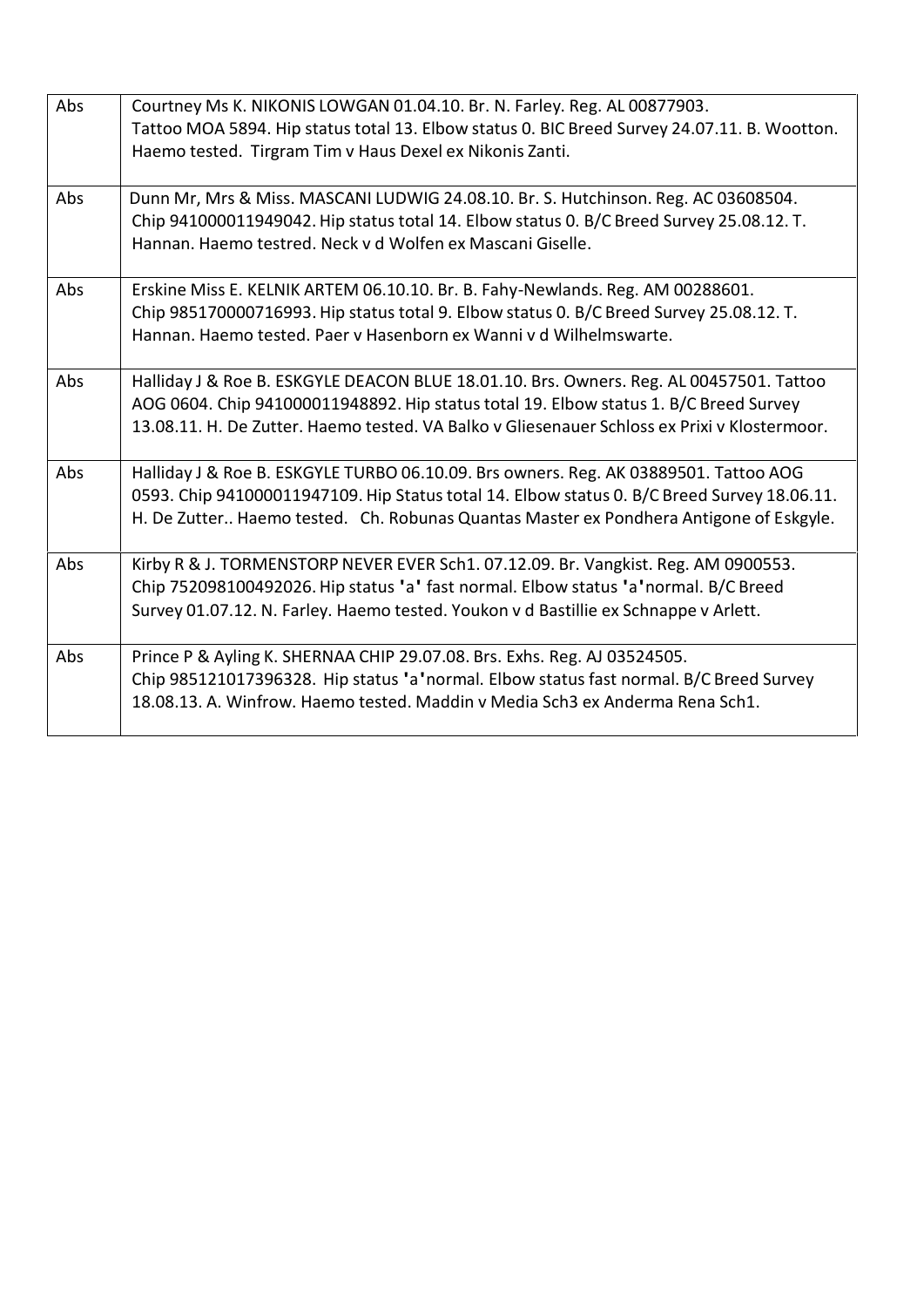| | |
|---|---|
| Abs | Courtney Ms K. NIKONIS LOWGAN 01.04.10. Br. N. Farley. Reg. AL 00877903. Tattoo MOA 5894. Hip status total 13. Elbow status 0. BIC Breed Survey 24.07.11. B. Wootton. Haemo tested. Tirgram Tim v Haus Dexel ex Nikonis Zanti. |
| Abs | Dunn Mr, Mrs & Miss. MASCANI LUDWIG 24.08.10. Br. S. Hutchinson. Reg. AC 03608504. Chip 941000011949042. Hip status total 14. Elbow status 0. B/C Breed Survey 25.08.12. T. Hannan. Haemo testred. Neck v d Wolfen ex Mascani Giselle. |
| Abs | Erskine Miss E. KELNIK ARTEM 06.10.10. Br. B. Fahy-Newlands. Reg. AM 00288601. Chip 985170000716993. Hip status total 9. Elbow status 0. B/C Breed Survey 25.08.12. T. Hannan. Haemo tested. Paer v Hasenborn ex Wanni v d Wilhelmswarte. |
| Abs | Halliday J & Roe B. ESKGYLE DEACON BLUE 18.01.10. Brs. Owners. Reg. AL 00457501. Tattoo AOG 0604. Chip 941000011948892. Hip status total 19. Elbow status 1. B/C Breed Survey 13.08.11. H. De Zutter. Haemo tested. VA Balko v Gliesenauer Schloss ex Prixi v Klostermoor. |
| Abs | Halliday J & Roe B. ESKGYLE TURBO 06.10.09. Brs owners. Reg. AK 03889501. Tattoo AOG 0593. Chip 941000011947109. Hip Status total 14. Elbow status 0. B/C Breed Survey 18.06.11. H. De Zutter.. Haemo tested. Ch. Robunas Quantas Master ex Pondhera Antigone of Eskgyle. |
| Abs | Kirby R & J. TORMENSTORP NEVER EVER Sch1. 07.12.09. Br. Vangkist. Reg. AM 0900553. Chip 752098100492026. Hip status 'a' fast normal. Elbow status 'a'normal. B/C Breed Survey 01.07.12. N. Farley. Haemo tested. Youkon v d Bastillie ex Schnappe v Arlett. |
| Abs | Prince P & Ayling K. SHERNAA CHIP 29.07.08. Brs. Exhs. Reg. AJ 03524505. Chip 985121017396328. Hip status 'a'normal. Elbow status fast normal. B/C Breed Survey 18.08.13. A. Winfrow. Haemo tested. Maddin v Media Sch3 ex Anderma Rena Sch1. |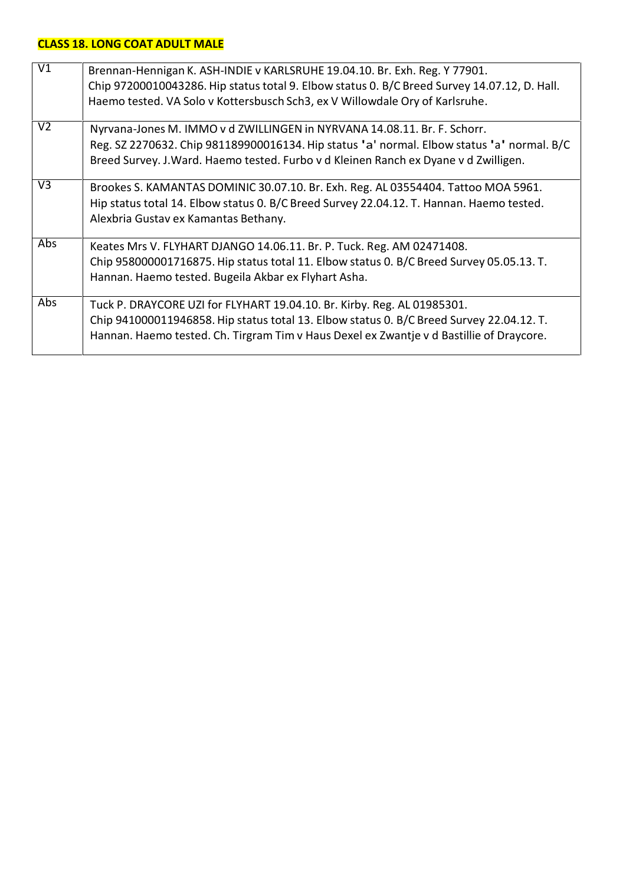**CLASS 18. LONG COAT ADULT MALE**

| | |
|---|---|
| V1 | Brennan-Hennigan K. ASH-INDIE v KARLSRUHE 19.04.10. Br. Exh. Reg. Y 77901. Chip 97200010043286. Hip status total 9. Elbow status 0. B/C Breed Survey 14.07.12, D. Hall. Haemo tested. VA Solo v Kottersbusch Sch3, ex V Willowdale Ory of Karlsruhe. |
| V2 | Nyrvana-Jones M. IMMO v d ZWILLINGEN in NYRVANA 14.08.11. Br. F. Schorr. Reg. SZ 2270632. Chip 981189900016134. Hip status 'a' normal. Elbow status 'a' normal. B/C Breed Survey. J.Ward. Haemo tested. Furbo v d Kleinen Ranch ex Dyane v d Zwilligen. |
| V3 | Brookes S. KAMANTAS DOMINIC 30.07.10. Br. Exh. Reg. AL 03554404. Tattoo MOA 5961. Hip status total 14. Elbow status 0. B/C Breed Survey 22.04.12. T. Hannan. Haemo tested. Alexbria Gustav ex Kamantas Bethany. |
| Abs | Keates Mrs V. FLYHART DJANGO 14.06.11. Br. P. Tuck. Reg. AM 02471408. Chip 958000001716875. Hip status total 11. Elbow status 0. B/C Breed Survey 05.05.13. T. Hannan. Haemo tested. Bugeila Akbar ex Flyhart Asha. |
| Abs | Tuck P. DRAYCORE UZI for FLYHART 19.04.10. Br. Kirby. Reg. AL 01985301. Chip 941000011946858. Hip status total 13. Elbow status 0. B/C Breed Survey 22.04.12. T. Hannan. Haemo tested. Ch. Tirgram Tim v Haus Dexel ex Zwantje v d Bastillie of Draycore. |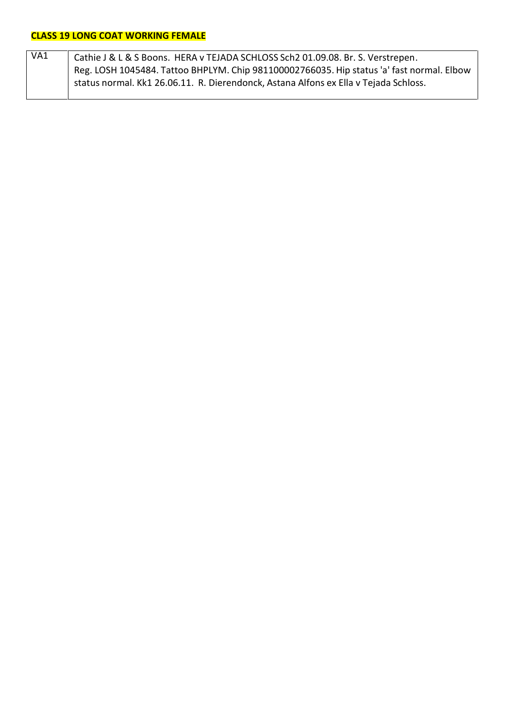**CLASS 19 LONG COAT WORKING FEMALE**

| VA1 | Cathie J & L & S Boons. HERA v TEJADA SCHLOSS Sch2 01.09.08. Br. S. Verstrepen. Reg. LOSH 1045484. Tattoo BHPLYM. Chip 981100002766035. Hip status 'a' fast normal. Elbow status normal. Kk1 26.06.11. R. Dierendonck, Astana Alfons ex Ella v Tejada Schloss. |
|---|---|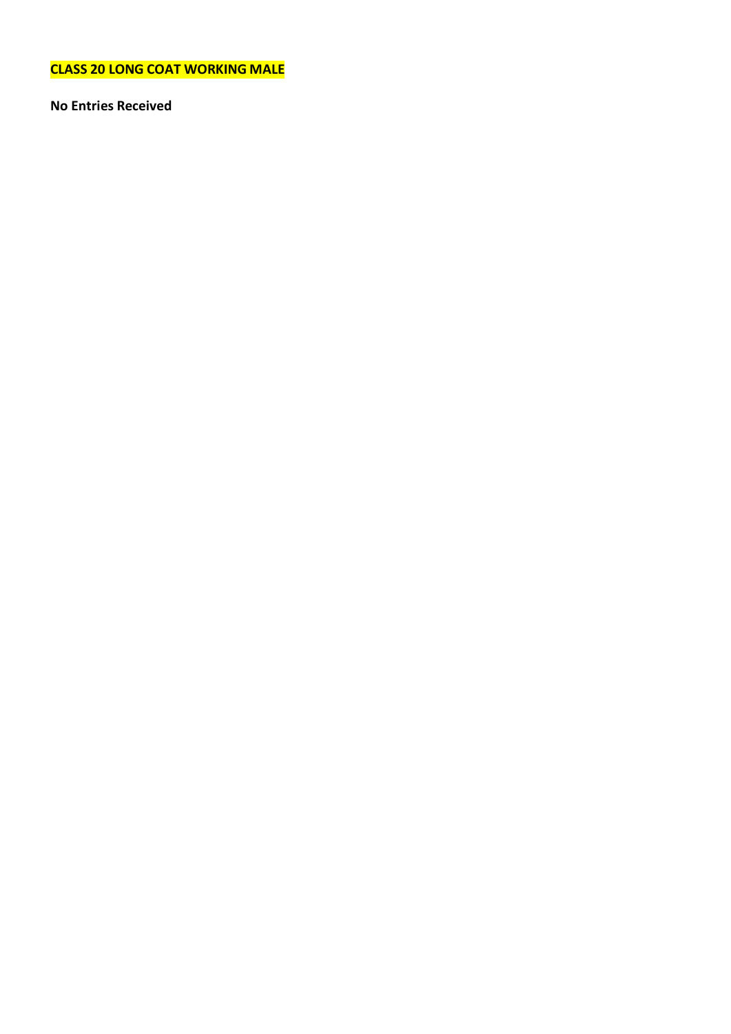**CLASS 20 LONG COAT WORKING MALE**

**No Entries Received**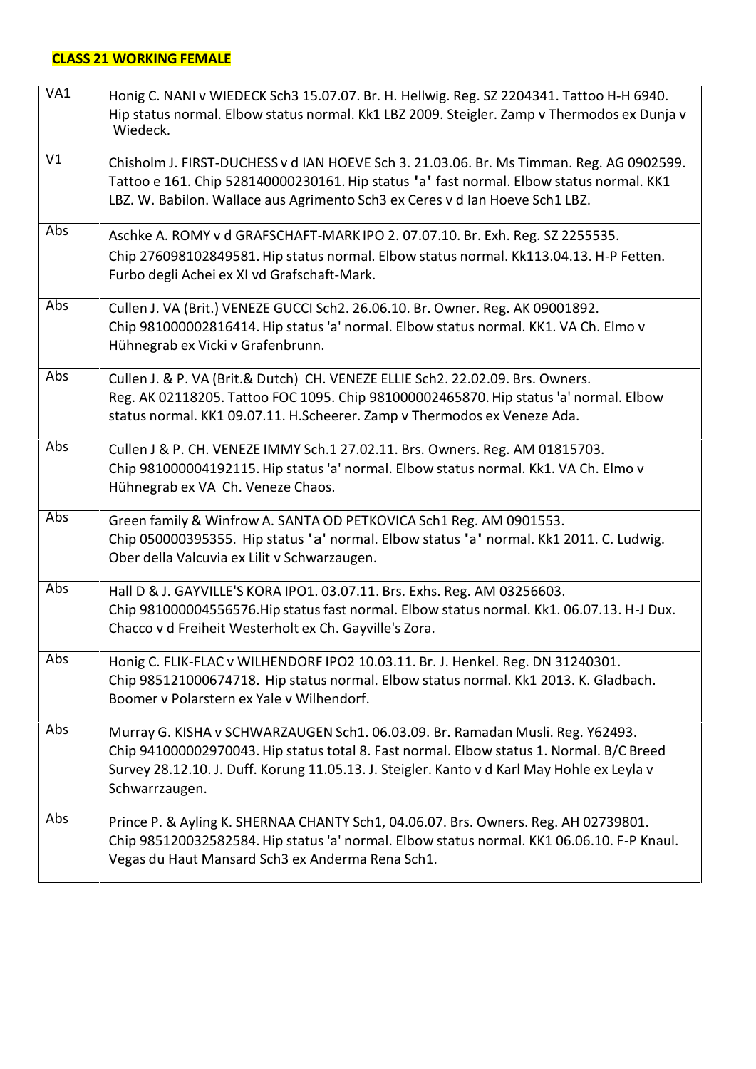**CLASS 21 WORKING FEMALE**

| | |
|---|---|
| VA1 | Honig C. NANI v WIEDECK Sch3 15.07.07. Br. H. Hellwig. Reg. SZ 2204341. Tattoo H-H 6940. Hip status normal. Elbow status normal. Kk1 LBZ 2009. Steigler. Zamp v Thermodos ex Dunja v Wiedeck. |
| V1 | Chisholm J. FIRST-DUCHESS v d IAN HOEVE Sch 3. 21.03.06. Br. Ms Timman. Reg. AG 0902599. Tattoo e 161. Chip 528140000230161. Hip status 'a' fast normal. Elbow status normal. KK1 LBZ. W. Babilon. Wallace aus Agrimento Sch3 ex Ceres v d Ian Hoeve Sch1 LBZ. |
| Abs | Aschke A. ROMY v d GRAFSCHAFT-MARK IPO 2. 07.07.10. Br. Exh. Reg. SZ 2255535. Chip 276098102849581. Hip status normal. Elbow status normal. Kk113.04.13. H-P Fetten. Furbo degli Achei ex XI vd Grafschaft-Mark. |
| Abs | Cullen J. VA (Brit.) VENEZE GUCCI Sch2. 26.06.10. Br. Owner. Reg. AK 09001892. Chip 981000002816414. Hip status 'a' normal. Elbow status normal. KK1. VA Ch. Elmo v Hühnegrab ex Vicki v Grafenbrunn. |
| Abs | Cullen J. & P. VA (Brit.& Dutch) CH. VENEZE ELLIE Sch2. 22.02.09. Brs. Owners. Reg. AK 02118205. Tattoo FOC 1095. Chip 981000002465870. Hip status 'a' normal. Elbow status normal. KK1 09.07.11. H.Scheerer. Zamp v Thermodos ex Veneze Ada. |
| Abs | Cullen J & P. CH. VENEZE IMMY Sch.1 27.02.11. Brs. Owners. Reg. AM 01815703. Chip 981000004192115. Hip status 'a' normal. Elbow status normal. Kk1. VA Ch. Elmo v Hühnegrab ex VA Ch. Veneze Chaos. |
| Abs | Green family & Winfrow A. SANTA OD PETKOVICA Sch1 Reg. AM 0901553. Chip 050000395355. Hip status 'a' normal. Elbow status 'a' normal. Kk1 2011. C. Ludwig. Ober della Valcuvia ex Lilit v Schwarzaugen. |
| Abs | Hall D & J. GAYVILLE'S KORA IPO1. 03.07.11. Brs. Exhs. Reg. AM 03256603. Chip 981000004556576.Hip status fast normal. Elbow status normal. Kk1. 06.07.13. H-J Dux. Chacco v d Freiheit Westerholt ex Ch. Gayville's Zora. |
| Abs | Honig C. FLIK-FLAC v WILHENDORF IPO2 10.03.11. Br. J. Henkel. Reg. DN 31240301. Chip 985121000674718. Hip status normal. Elbow status normal. Kk1 2013. K. Gladbach. Boomer v Polarstern ex Yale v Wilhendorf. |
| Abs | Murray G. KISHA v SCHWARZAUGEN Sch1. 06.03.09. Br. Ramadan Musli. Reg. Y62493. Chip 941000002970043. Hip status total 8. Fast normal. Elbow status 1. Normal. B/C Breed Survey 28.12.10. J. Duff. Korung 11.05.13. J. Steigler. Kanto v d Karl May Hohle ex Leyla v Schwarrzaugen. |
| Abs | Prince P. & Ayling K. SHERNAA CHANTY Sch1, 04.06.07. Brs. Owners. Reg. AH 02739801. Chip 985120032582584. Hip status 'a' normal. Elbow status normal. KK1 06.06.10. F-P Knaul. Vegas du Haut Mansard Sch3 ex Anderma Rena Sch1. |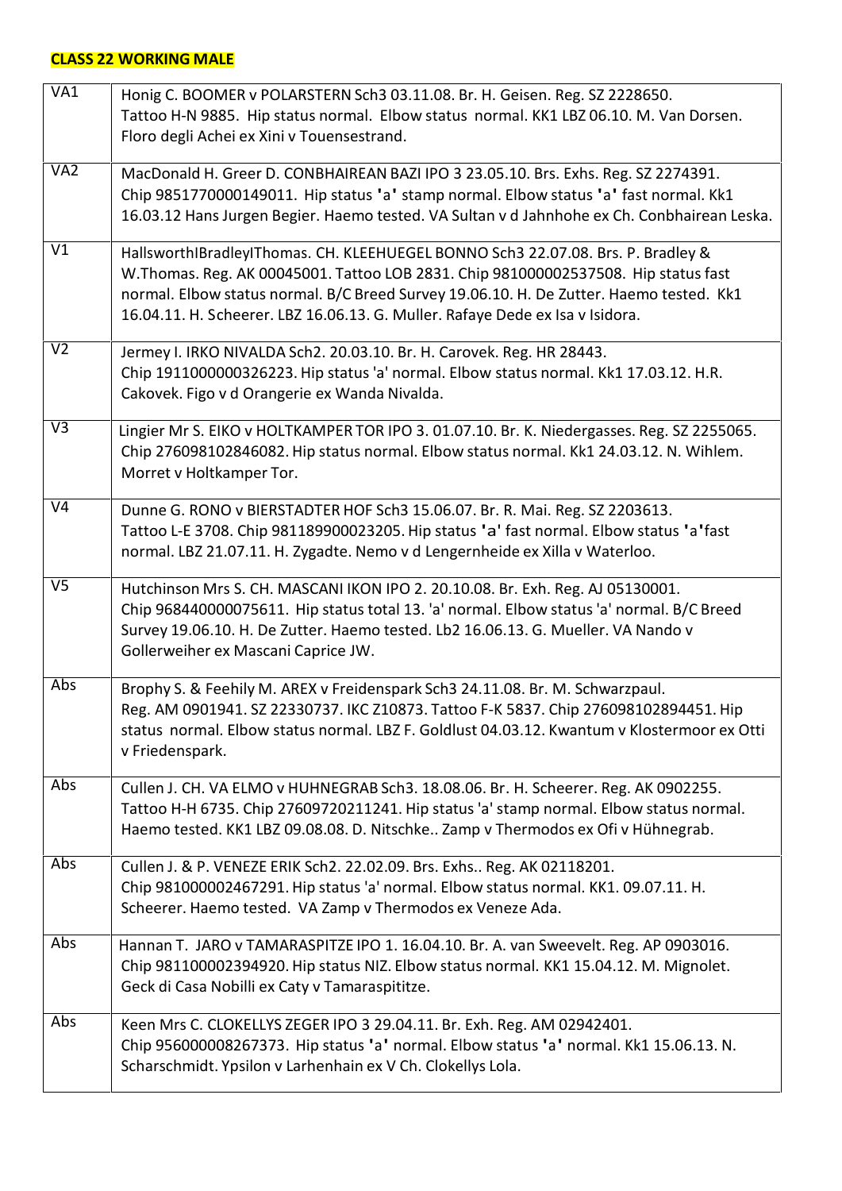**CLASS 22 WORKING MALE**

| | |
|---|---|
| VA1 | Honig C. BOOMER v POLARSTERN Sch3 03.11.08. Br. H. Geisen. Reg. SZ 2228650. Tattoo H-N 9885. Hip status normal. Elbow status normal. KK1 LBZ 06.10. M. Van Dorsen. Floro degli Achei ex Xini v Touensestrand. |
| VA2 | MacDonald H. Greer D. CONBHAIREAN BAZI IPO 3 23.05.10. Brs. Exhs. Reg. SZ 2274391. Chip 9851770000149011. Hip status 'a' stamp normal. Elbow status 'a' fast normal. Kk1 16.03.12 Hans Jurgen Begier. Haemo tested. VA Sultan v d Jahnhohe ex Ch. Conbhairean Leska. |
| V1 | HallsworthIBradleyIThomas. CH. KLEEHUEGEL BONNO Sch3 22.07.08. Brs. P. Bradley & W.Thomas. Reg. AK 00045001. Tattoo LOB 2831. Chip 981000002537508. Hip status fast normal. Elbow status normal. B/C Breed Survey 19.06.10. H. De Zutter. Haemo tested. Kk1 16.04.11. H. Scheerer. LBZ 16.06.13. G. Muller. Rafaye Dede ex Isa v Isidora. |
| V2 | Jermey I. IRKO NIVALDA Sch2. 20.03.10. Br. H. Carovek. Reg. HR 28443. Chip 1911000000326223. Hip status 'a' normal. Elbow status normal. Kk1 17.03.12. H.R. Cakovek. Figo v d Orangerie ex Wanda Nivalda. |
| V3 | Lingier Mr S. EIKO v HOLTKAMPER TOR IPO 3. 01.07.10. Br. K. Niedergasses. Reg. SZ 2255065. Chip 276098102846082. Hip status normal. Elbow status normal. Kk1 24.03.12. N. Wihlem. Morret v Holtkamper Tor. |
| V4 | Dunne G. RONO v BIERSTADTER HOF Sch3 15.06.07. Br. R. Mai. Reg. SZ 2203613. Tattoo L-E 3708. Chip 981189900023205. Hip status 'a' fast normal. Elbow status 'a'fast normal. LBZ 21.07.11. H. Zygadte. Nemo v d Lengernheide ex Xilla v Waterloo. |
| V5 | Hutchinson Mrs S. CH. MASCANI IKON IPO 2. 20.10.08. Br. Exh. Reg. AJ 05130001. Chip 968440000075611. Hip status total 13. 'a' normal. Elbow status 'a' normal. B/C Breed Survey 19.06.10. H. De Zutter. Haemo tested. Lb2 16.06.13. G. Mueller. VA Nando v Gollerweiher ex Mascani Caprice JW. |
| Abs | Brophy S. & Feehily M. AREX v Freidenspark Sch3 24.11.08. Br. M. Schwarzpaul. Reg. AM 0901941. SZ 22330737. IKC Z10873. Tattoo F-K 5837. Chip 276098102894451. Hip status normal. Elbow status normal. LBZ F. Goldlust 04.03.12. Kwantum v Klostermoor ex Otti v Friedenspark. |
| Abs | Cullen J. CH. VA ELMO v HUHNEGRAB Sch3. 18.08.06. Br. H. Scheerer. Reg. AK 0902255. Tattoo H-H 6735. Chip 27609720211241. Hip status 'a' stamp normal. Elbow status normal. Haemo tested. KK1 LBZ 09.08.08. D. Nitschke.. Zamp v Thermodos ex Ofi v Hühnegrab. |
| Abs | Cullen J. & P. VENEZE ERIK Sch2. 22.02.09. Brs. Exhs.. Reg. AK 02118201. Chip 981000002467291. Hip status 'a' normal. Elbow status normal. KK1. 09.07.11. H. Scheerer. Haemo tested. VA Zamp v Thermodos ex Veneze Ada. |
| Abs | Hannan T. JARO v TAMARASPITZE IPO 1. 16.04.10. Br. A. van Sweevelt. Reg. AP 0903016. Chip 981100002394920. Hip status NIZ. Elbow status normal. KK1 15.04.12. M. Mignolet. Geck di Casa Nobilli ex Caty v Tamaraspititze. |
| Abs | Keen Mrs C. CLOKELLYS ZEGER IPO 3 29.04.11. Br. Exh. Reg. AM 02942401. Chip 956000008267373. Hip status 'a' normal. Elbow status 'a' normal. Kk1 15.06.13. N. Scharschmidt. Ypsilon v Larhenhain ex V Ch. Clokellys Lola. |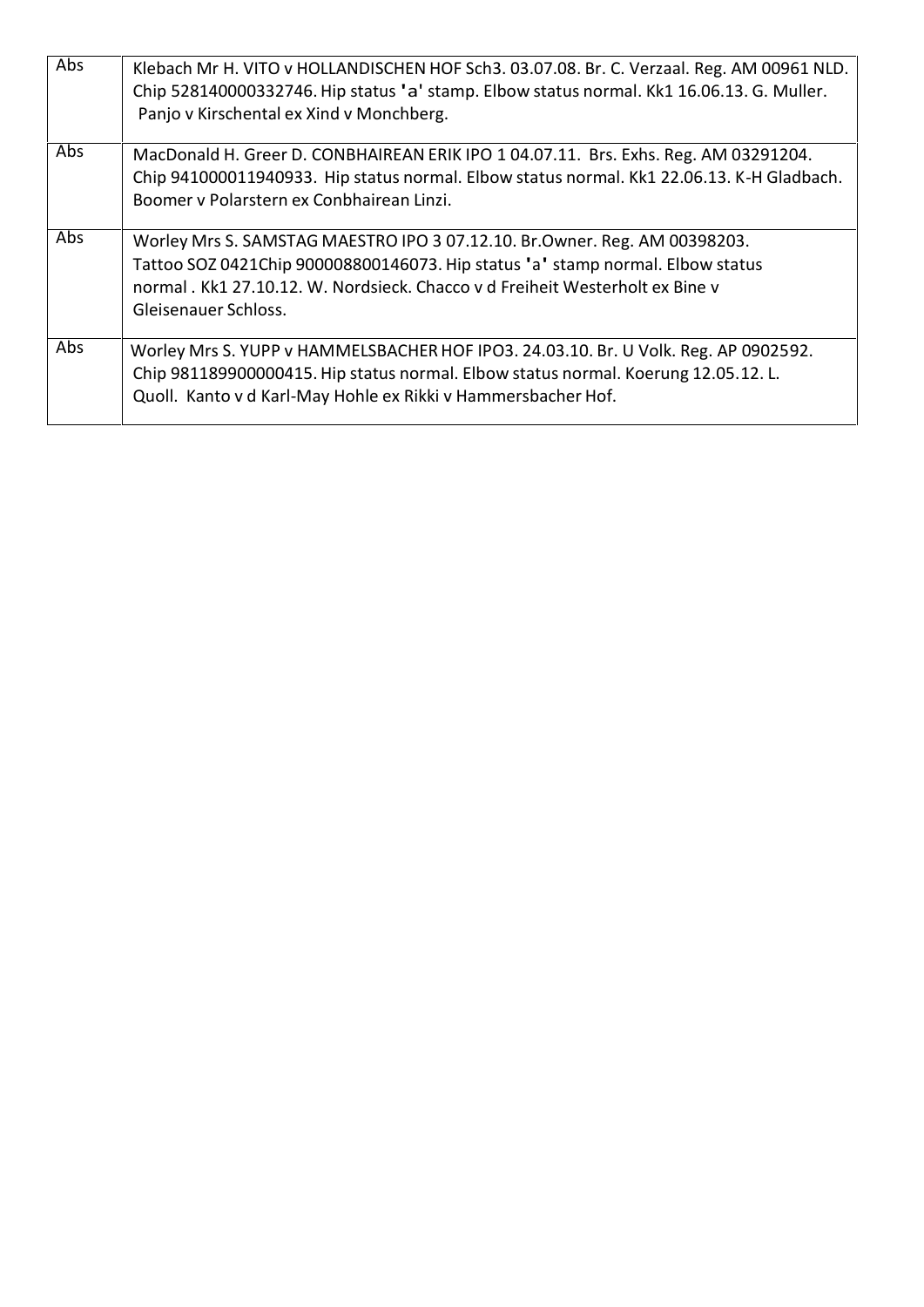| | |
|---|---|
| Abs | Klebach Mr H. VITO v HOLLANDISCHEN HOF Sch3. 03.07.08. Br. C. Verzaal. Reg. AM 00961 NLD. Chip 528140000332746. Hip status 'a' stamp. Elbow status normal. Kk1 16.06.13. G. Muller. Panjo v Kirschental ex Xind v Monchberg. |
| Abs | MacDonald H. Greer D. CONBHAIREAN ERIK IPO 1 04.07.11. Brs. Exhs. Reg. AM 03291204. Chip 941000011940933. Hip status normal. Elbow status normal. Kk1 22.06.13. K-H Gladbach. Boomer v Polarstern ex Conbhairean Linzi. |
| Abs | Worley Mrs S. SAMSTAG MAESTRO IPO 3 07.12.10. Br.Owner. Reg. AM 00398203. Tattoo SOZ 0421Chip 900008800146073. Hip status 'a' stamp normal. Elbow status normal . Kk1 27.10.12. W. Nordsieck. Chacco v d Freiheit Westerholt ex Bine v Gleisenauer Schloss. |
| Abs | Worley Mrs S. YUPP v HAMMELSBACHER HOF IPO3. 24.03.10. Br. U Volk. Reg. AP 0902592. Chip 981189900000415. Hip status normal. Elbow status normal. Koerung 12.05.12. L. Quoll. Kanto v d Karl-May Hohle ex Rikki v Hammersbacher Hof. |